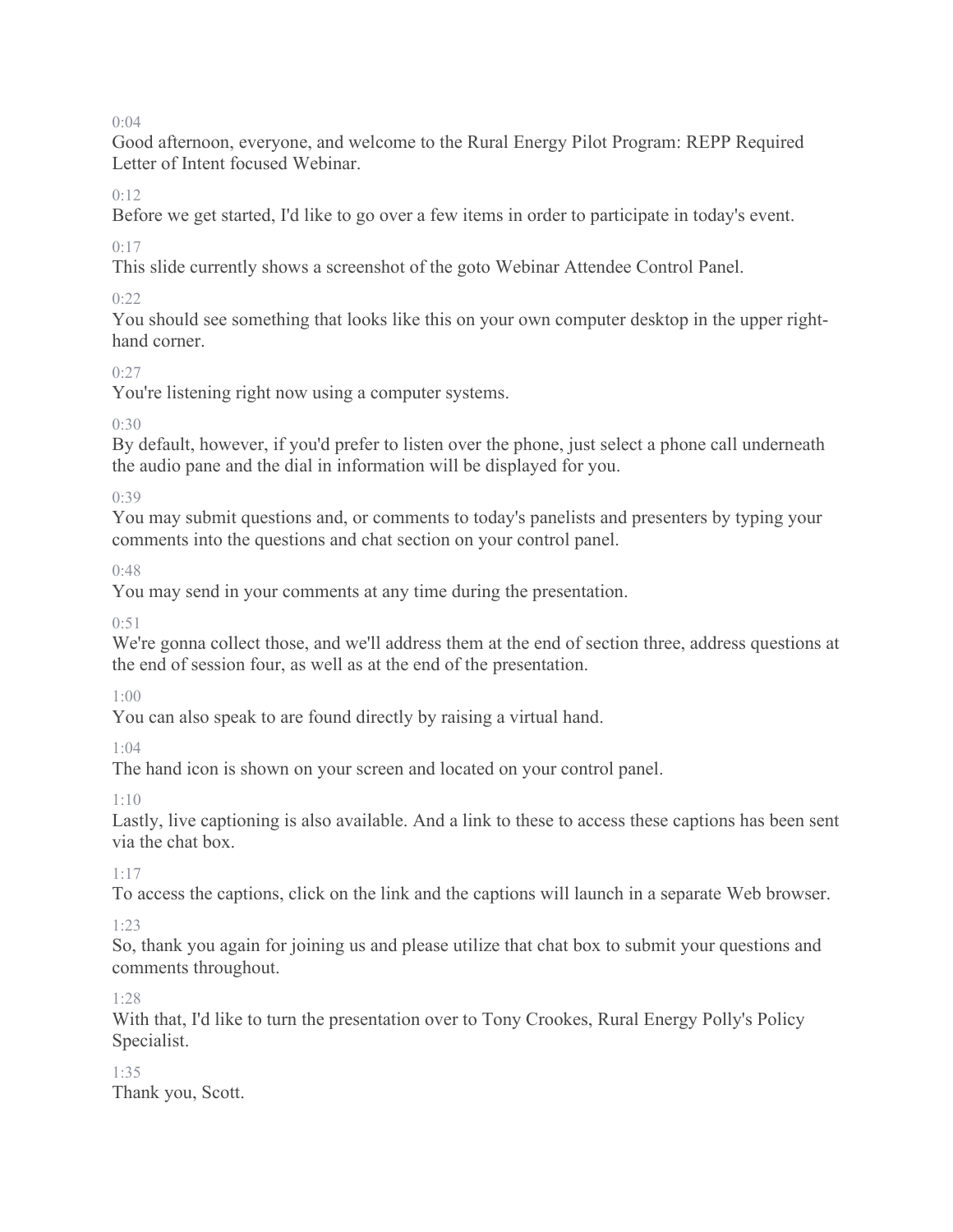0:04

Good afternoon, everyone, and welcome to the Rural Energy Pilot Program: REPP Required Letter of Intent focused Webinar.

0:12

Before we get started, I'd like to go over a few items in order to participate in today's event.

0:17

This slide currently shows a screenshot of the goto Webinar Attendee Control Panel.

0:22

You should see something that looks like this on your own computer desktop in the upper right-hand corner.

0:27

You're listening right now using a computer systems.

0:30

By default, however, if you'd prefer to listen over the phone, just select a phone call underneath the audio pane and the dial in information will be displayed for you.

0:39

You may submit questions and, or comments to today's panelists and presenters by typing your comments into the questions and chat section on your control panel.

0:48

You may send in your comments at any time during the presentation.

0:51

We're gonna collect those, and we'll address them at the end of section three, address questions at the end of session four, as well as at the end of the presentation.

1:00

You can also speak to are found directly by raising a virtual hand.

1:04

The hand icon is shown on your screen and located on your control panel.

1:10

Lastly, live captioning is also available. And a link to these to access these captions has been sent via the chat box.

1:17

To access the captions, click on the link and the captions will launch in a separate Web browser.

1:23

So, thank you again for joining us and please utilize that chat box to submit your questions and comments throughout.

1:28

With that, I'd like to turn the presentation over to Tony Crookes, Rural Energy Polly's Policy Specialist.

1:35

Thank you, Scott.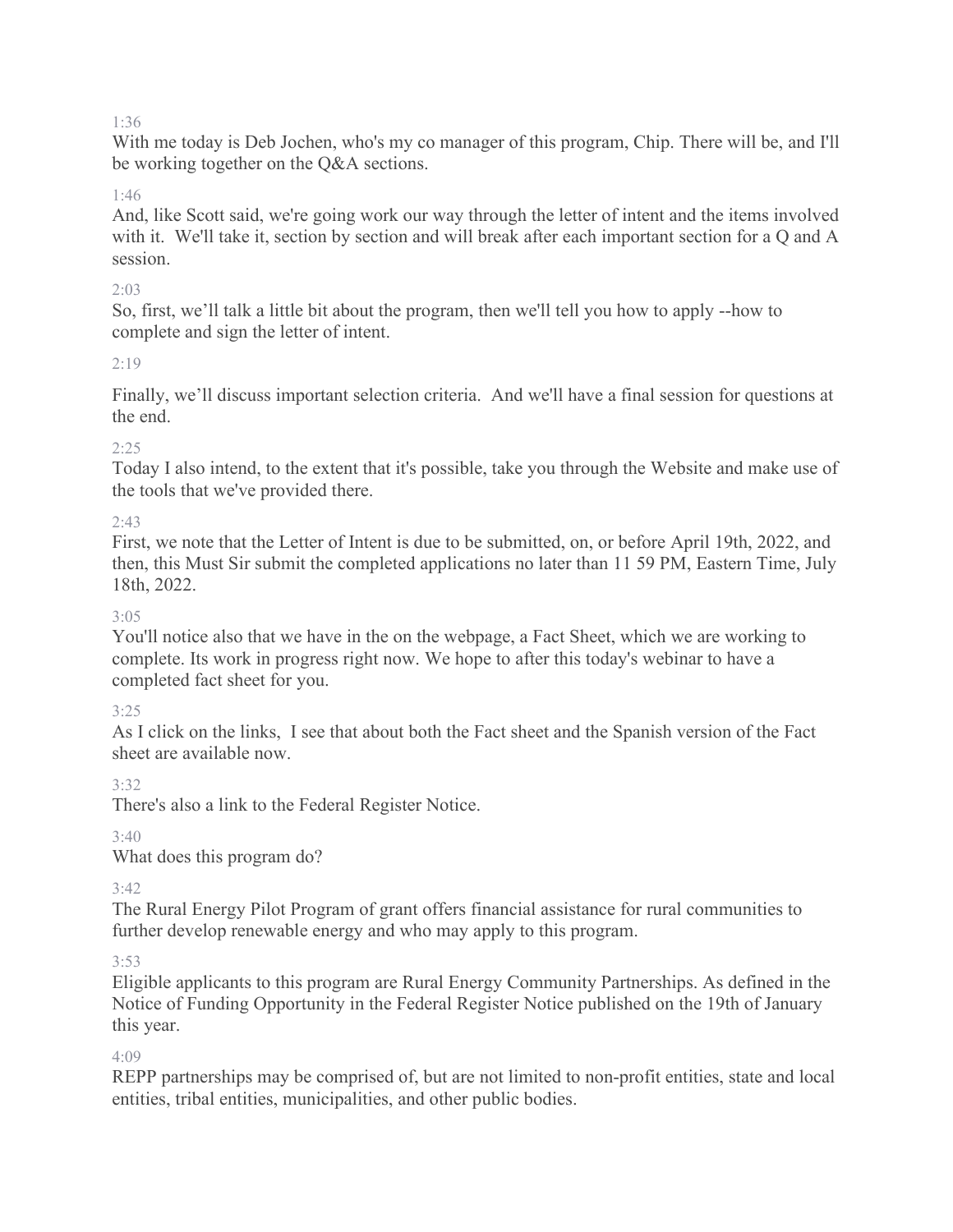1:36

With me today is Deb Jochen, who's my co manager of this program, Chip. There will be, and I'll be working together on the Q&A sections.

1:46

And, like Scott said, we're going work our way through the letter of intent and the items involved with it. We'll take it, section by section and will break after each important section for a Q and A session.

2:03

So, first, we'll talk a little bit about the program, then we'll tell you how to apply --how to complete and sign the letter of intent.

2:19

Finally, we'll discuss important selection criteria. And we'll have a final session for questions at the end.

2:25

Today I also intend, to the extent that it's possible, take you through the Website and make use of the tools that we've provided there.

2:43

First, we note that the Letter of Intent is due to be submitted, on, or before April 19th, 2022, and then, this Must Sir submit the completed applications no later than 11 59 PM, Eastern Time, July 18th, 2022.

3:05

You'll notice also that we have in the on the webpage, a Fact Sheet, which we are working to complete. Its work in progress right now. We hope to after this today's webinar to have a completed fact sheet for you.

3:25

As I click on the links, I see that about both the Fact sheet and the Spanish version of the Fact sheet are available now.

3:32

There's also a link to the Federal Register Notice.

3:40

What does this program do?

3:42

The Rural Energy Pilot Program of grant offers financial assistance for rural communities to further develop renewable energy and who may apply to this program.

3:53

Eligible applicants to this program are Rural Energy Community Partnerships. As defined in the Notice of Funding Opportunity in the Federal Register Notice published on the 19th of January this year.

4:09

REPP partnerships may be comprised of, but are not limited to non-profit entities, state and local entities, tribal entities, municipalities, and other public bodies.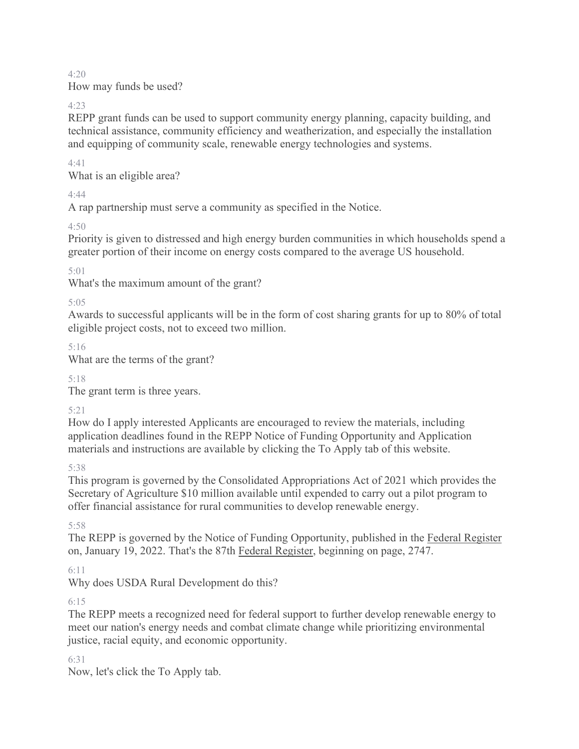4:20

How may funds be used?

4:23

REPP grant funds can be used to support community energy planning, capacity building, and technical assistance, community efficiency and weatherization, and especially the installation and equipping of community scale, renewable energy technologies and systems.

4:41

What is an eligible area?

4:44

A rap partnership must serve a community as specified in the Notice.

4:50

Priority is given to distressed and high energy burden communities in which households spend a greater portion of their income on energy costs compared to the average US household.

5:01

What's the maximum amount of the grant?

5:05

Awards to successful applicants will be in the form of cost sharing grants for up to 80% of total eligible project costs, not to exceed two million.

5:16

What are the terms of the grant?

5:18

The grant term is three years.

5:21

How do I apply interested Applicants are encouraged to review the materials, including application deadlines found in the REPP Notice of Funding Opportunity and Application materials and instructions are available by clicking the To Apply tab of this website.

5:38

This program is governed by the Consolidated Appropriations Act of 2021 which provides the Secretary of Agriculture $10 million available until expended to carry out a pilot program to offer financial assistance for rural communities to develop renewable energy.

5:58

The REPP is governed by the Notice of Funding Opportunity, published in the Federal Register on, January 19, 2022. That's the 87th Federal Register, beginning on page, 2747.

6:11

Why does USDA Rural Development do this?

6:15

The REPP meets a recognized need for federal support to further develop renewable energy to meet our nation's energy needs and combat climate change while prioritizing environmental justice, racial equity, and economic opportunity.

6:31

Now, let's click the To Apply tab.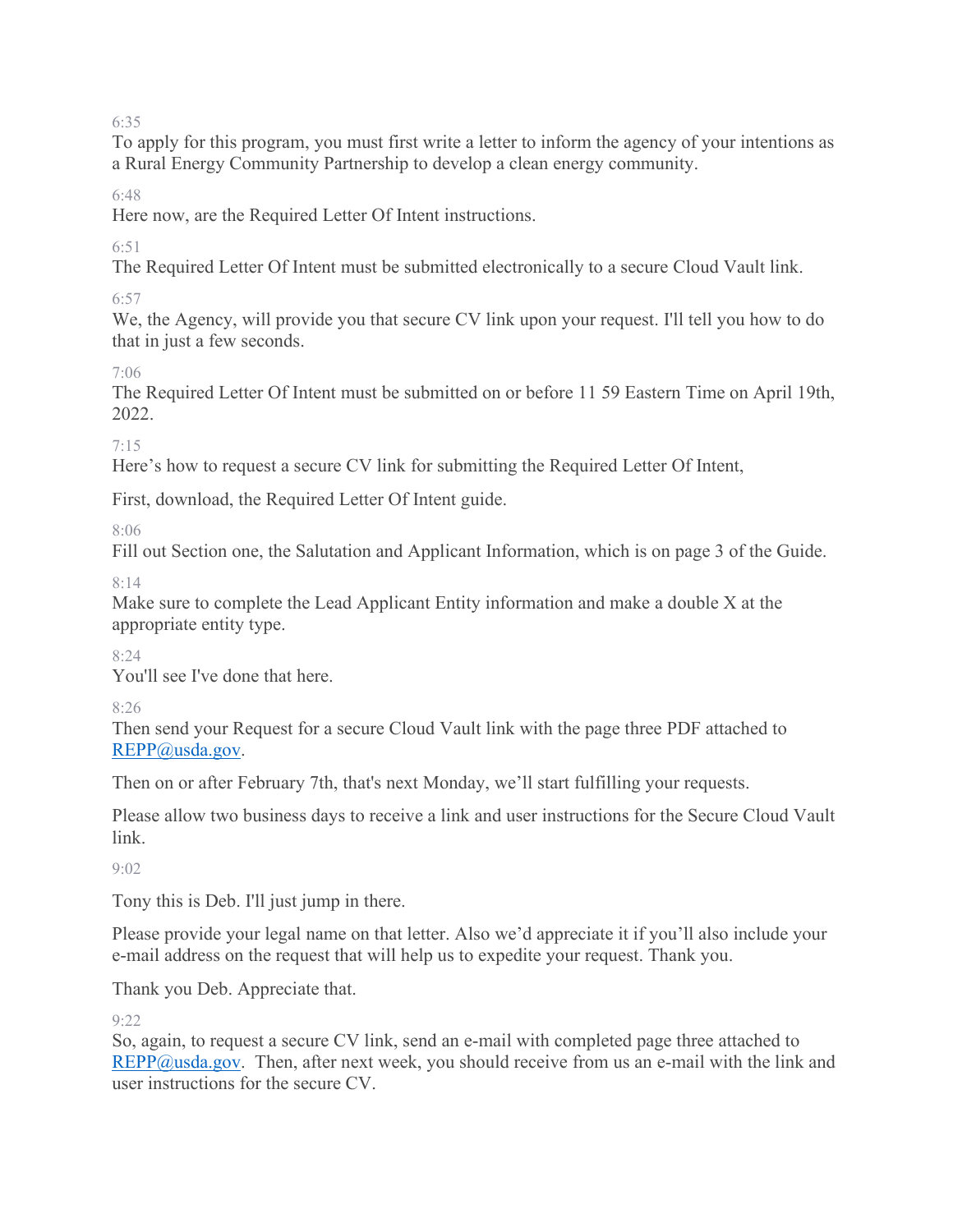6:35

To apply for this program, you must first write a letter to inform the agency of your intentions as a Rural Energy Community Partnership to develop a clean energy community.

6:48

Here now, are the Required Letter Of Intent instructions.

6:51

The Required Letter Of Intent must be submitted electronically to a secure Cloud Vault link.

6:57

We, the Agency, will provide you that secure CV link upon your request. I'll tell you how to do that in just a few seconds.

7:06

The Required Letter Of Intent must be submitted on or before 11 59 Eastern Time on April 19th, 2022.

7:15

Here's how to request a secure CV link for submitting the Required Letter Of Intent,

First, download, the Required Letter Of Intent guide.

8:06

Fill out Section one, the Salutation and Applicant Information, which is on page 3 of the Guide.

8:14

Make sure to complete the Lead Applicant Entity information and make a double X at the appropriate entity type.

8:24

You'll see I've done that here.

8:26

Then send your Request for a secure Cloud Vault link with the page three PDF attached to REPP@usda.gov.

Then on or after February 7th, that's next Monday, we'll start fulfilling your requests.

Please allow two business days to receive a link and user instructions for the Secure Cloud Vault link.

9:02

Tony this is Deb. I'll just jump in there.

Please provide your legal name on that letter. Also we'd appreciate it if you'll also include your e-mail address on the request that will help us to expedite your request. Thank you.

Thank you Deb. Appreciate that.

9:22

So, again, to request a secure CV link, send an e-mail with completed page three attached to REPP@usda.gov. Then, after next week, you should receive from us an e-mail with the link and user instructions for the secure CV.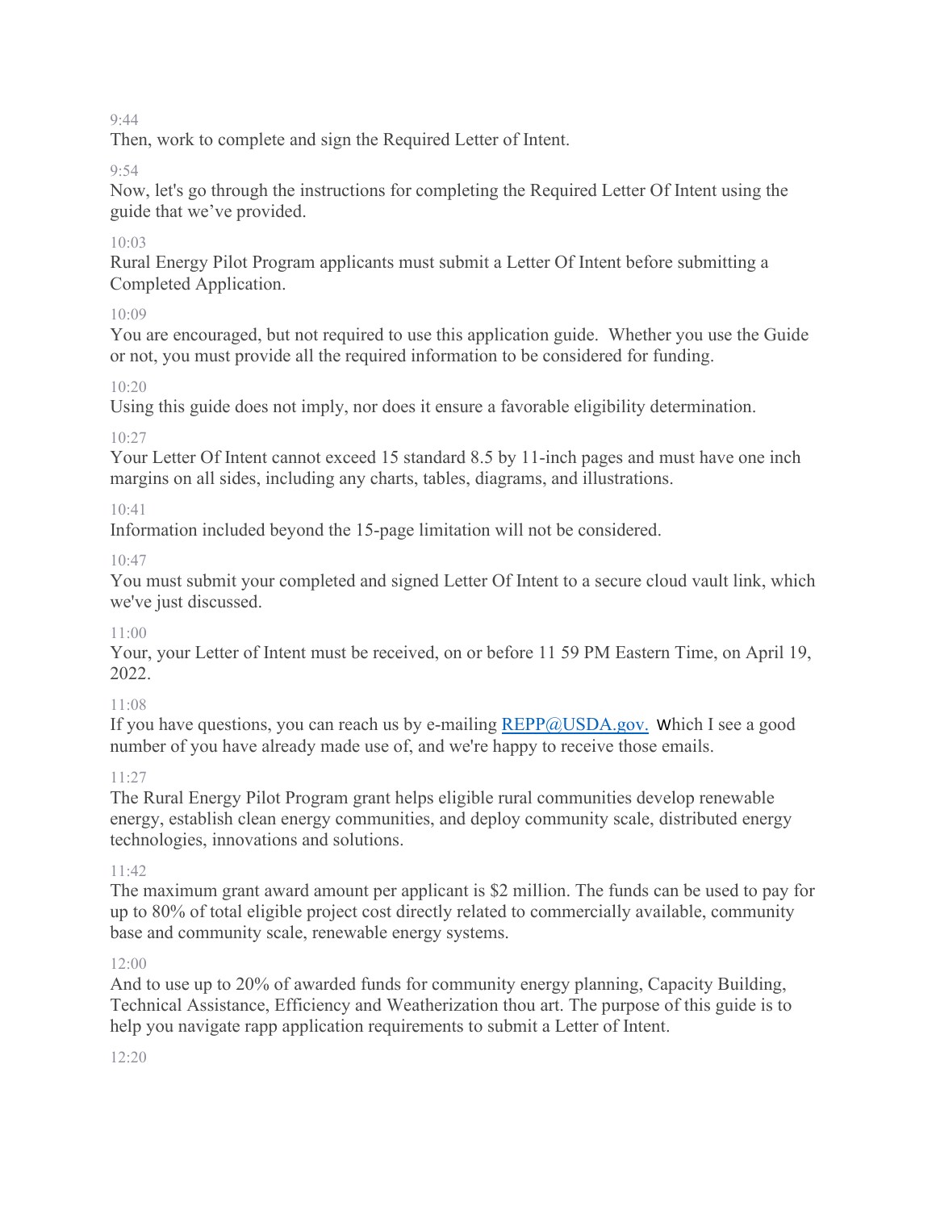9:44

Then, work to complete and sign the Required Letter of Intent.

9:54

Now, let's go through the instructions for completing the Required Letter Of Intent using the guide that we've provided.

10:03

Rural Energy Pilot Program applicants must submit a Letter Of Intent before submitting a Completed Application.

10:09

You are encouraged, but not required to use this application guide. Whether you use the Guide or not, you must provide all the required information to be considered for funding.

10:20

Using this guide does not imply, nor does it ensure a favorable eligibility determination.

10:27

Your Letter Of Intent cannot exceed 15 standard 8.5 by 11-inch pages and must have one inch margins on all sides, including any charts, tables, diagrams, and illustrations.

10:41

Information included beyond the 15-page limitation will not be considered.

10:47

You must submit your completed and signed Letter Of Intent to a secure cloud vault link, which we've just discussed.

11:00

Your, your Letter of Intent must be received, on or before 11 59 PM Eastern Time, on April 19, 2022.

11:08

If you have questions, you can reach us by e-mailing REPP@USDA.gov. Which I see a good number of you have already made use of, and we're happy to receive those emails.

11:27

The Rural Energy Pilot Program grant helps eligible rural communities develop renewable energy, establish clean energy communities, and deploy community scale, distributed energy technologies, innovations and solutions.

11:42

The maximum grant award amount per applicant is $2 million. The funds can be used to pay for up to 80% of total eligible project cost directly related to commercially available, community base and community scale, renewable energy systems.

12:00

And to use up to 20% of awarded funds for community energy planning, Capacity Building, Technical Assistance, Efficiency and Weatherization thou art. The purpose of this guide is to help you navigate rapp application requirements to submit a Letter of Intent.

12:20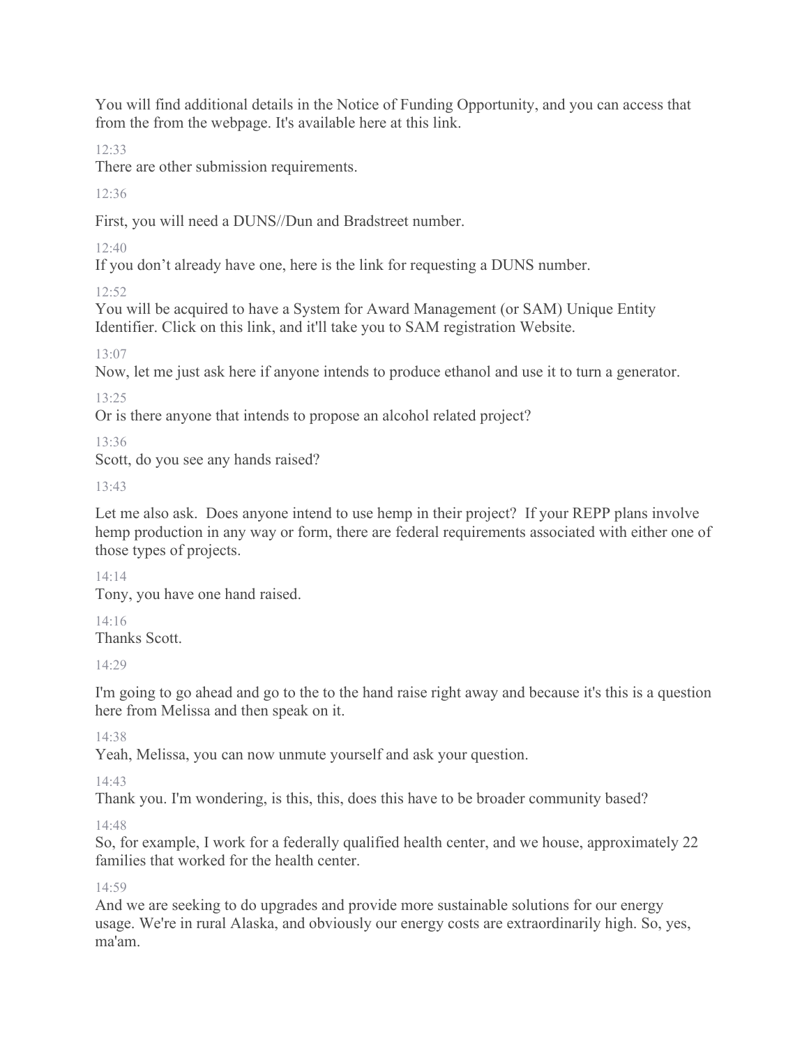You will find additional details in the Notice of Funding Opportunity, and you can access that from the from the webpage. It's available here at this link.

12:33

There are other submission requirements.

12:36

First, you will need a DUNS//Dun and Bradstreet number.

12:40

If you don't already have one, here is the link for requesting a DUNS number.

12:52

You will be acquired to have a System for Award Management (or SAM) Unique Entity Identifier. Click on this link, and it'll take you to SAM registration Website.

13:07

Now, let me just ask here if anyone intends to produce ethanol and use it to turn a generator.

13:25

Or is there anyone that intends to propose an alcohol related project?

13:36

Scott, do you see any hands raised?

13:43

Let me also ask. Does anyone intend to use hemp in their project? If your REPP plans involve hemp production in any way or form, there are federal requirements associated with either one of those types of projects.

14:14

Tony, you have one hand raised.

14:16

Thanks Scott.

14:29

I'm going to go ahead and go to the to the hand raise right away and because it's this is a question here from Melissa and then speak on it.

14:38

Yeah, Melissa, you can now unmute yourself and ask your question.

14:43

Thank you. I'm wondering, is this, this, does this have to be broader community based?

14:48

So, for example, I work for a federally qualified health center, and we house, approximately 22 families that worked for the health center.

14:59

And we are seeking to do upgrades and provide more sustainable solutions for our energy usage. We're in rural Alaska, and obviously our energy costs are extraordinarily high. So, yes, ma'am.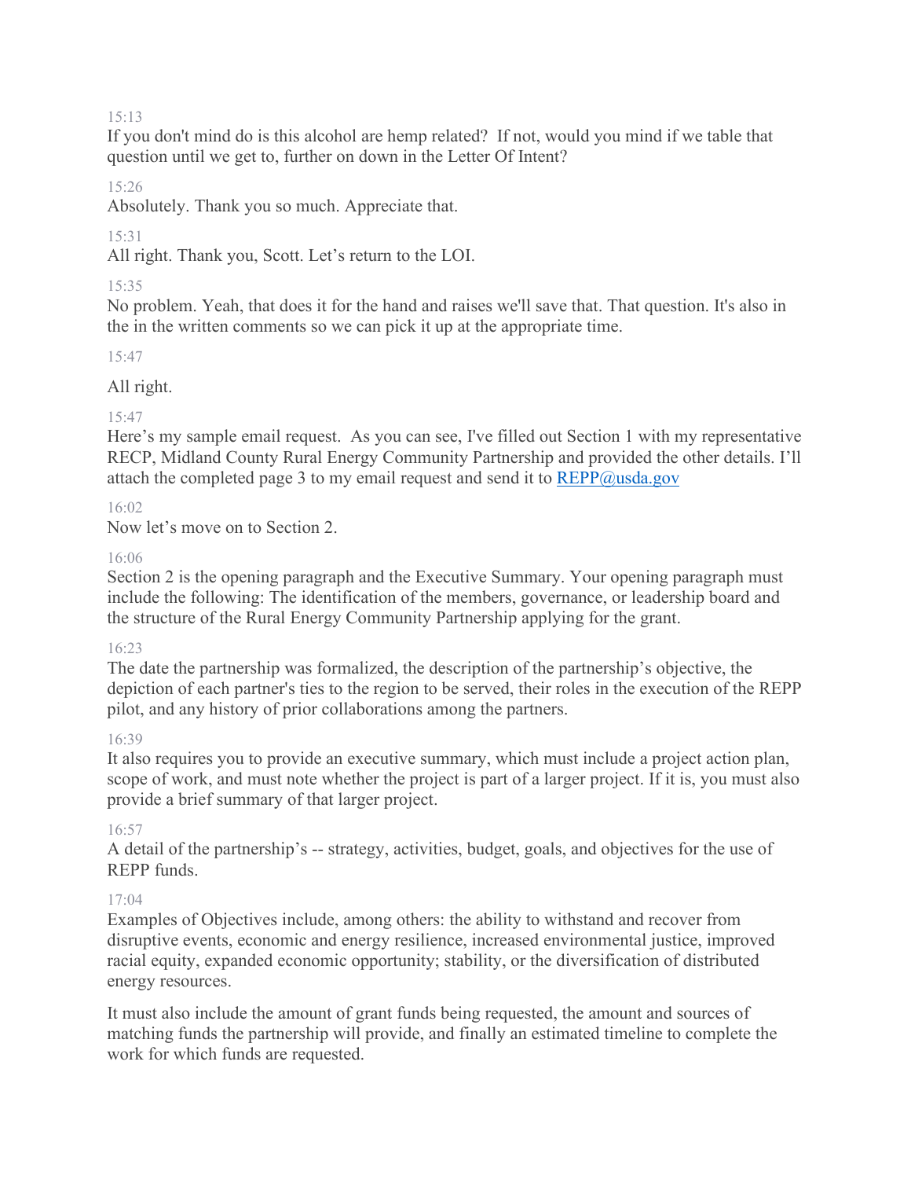15:13
If you don't mind do is this alcohol are hemp related? If not, would you mind if we table that question until we get to, further on down in the Letter Of Intent?

15:26
Absolutely. Thank you so much. Appreciate that.

15:31
All right. Thank you, Scott. Let's return to the LOI.

15:35
No problem. Yeah, that does it for the hand and raises we'll save that. That question. It's also in the in the written comments so we can pick it up at the appropriate time.

15:47

All right.

15:47
Here's my sample email request. As you can see, I've filled out Section 1 with my representative RECP, Midland County Rural Energy Community Partnership and provided the other details. I'll attach the completed page 3 to my email request and send it to REPP@usda.gov

16:02
Now let's move on to Section 2.

16:06
Section 2 is the opening paragraph and the Executive Summary. Your opening paragraph must include the following: The identification of the members, governance, or leadership board and the structure of the Rural Energy Community Partnership applying for the grant.

16:23
The date the partnership was formalized, the description of the partnership's objective, the depiction of each partner's ties to the region to be served, their roles in the execution of the REPP pilot, and any history of prior collaborations among the partners.

16:39
It also requires you to provide an executive summary, which must include a project action plan, scope of work, and must note whether the project is part of a larger project. If it is, you must also provide a brief summary of that larger project.

16:57
A detail of the partnership's -- strategy, activities, budget, goals, and objectives for the use of REPP funds.

17:04
Examples of Objectives include, among others: the ability to withstand and recover from disruptive events, economic and energy resilience, increased environmental justice, improved racial equity, expanded economic opportunity; stability, or the diversification of distributed energy resources.

It must also include the amount of grant funds being requested, the amount and sources of matching funds the partnership will provide, and finally an estimated timeline to complete the work for which funds are requested.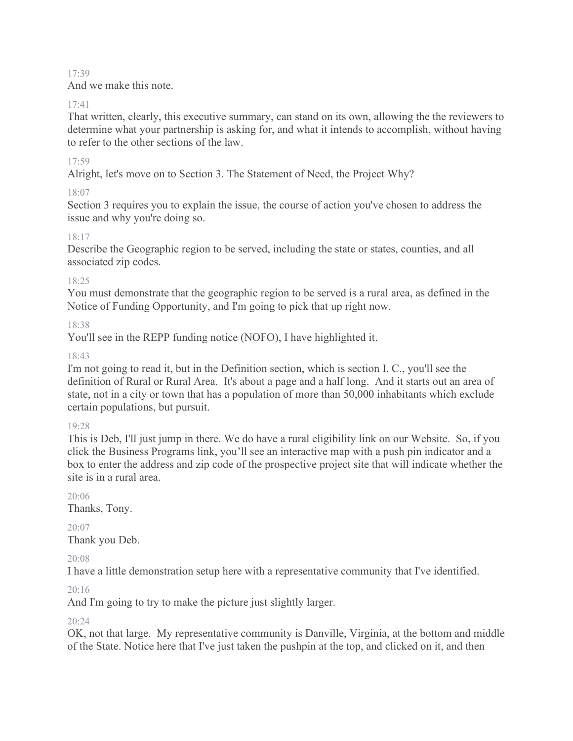17:39

And we make this note.

17:41

That written, clearly, this executive summary, can stand on its own, allowing the the reviewers to determine what your partnership is asking for, and what it intends to accomplish, without having to refer to the other sections of the law.

17:59

Alright, let's move on to Section 3. The Statement of Need, the Project Why?

18:07

Section 3 requires you to explain the issue, the course of action you've chosen to address the issue and why you're doing so.

18:17

Describe the Geographic region to be served, including the state or states, counties, and all associated zip codes.

18:25

You must demonstrate that the geographic region to be served is a rural area, as defined in the Notice of Funding Opportunity, and I'm going to pick that up right now.

18:38

You'll see in the REPP funding notice (NOFO), I have highlighted it.

18:43

I'm not going to read it, but in the Definition section, which is section I. C., you'll see the definition of Rural or Rural Area. It's about a page and a half long. And it starts out an area of state, not in a city or town that has a population of more than 50,000 inhabitants which exclude certain populations, but pursuit.

19:28

This is Deb, I'll just jump in there. We do have a rural eligibility link on our Website. So, if you click the Business Programs link, you'll see an interactive map with a push pin indicator and a box to enter the address and zip code of the prospective project site that will indicate whether the site is in a rural area.

20:06

Thanks, Tony.

20:07

Thank you Deb.

20:08

I have a little demonstration setup here with a representative community that I've identified.

20:16

And I'm going to try to make the picture just slightly larger.

20:24

OK, not that large. My representative community is Danville, Virginia, at the bottom and middle of the State. Notice here that I've just taken the pushpin at the top, and clicked on it, and then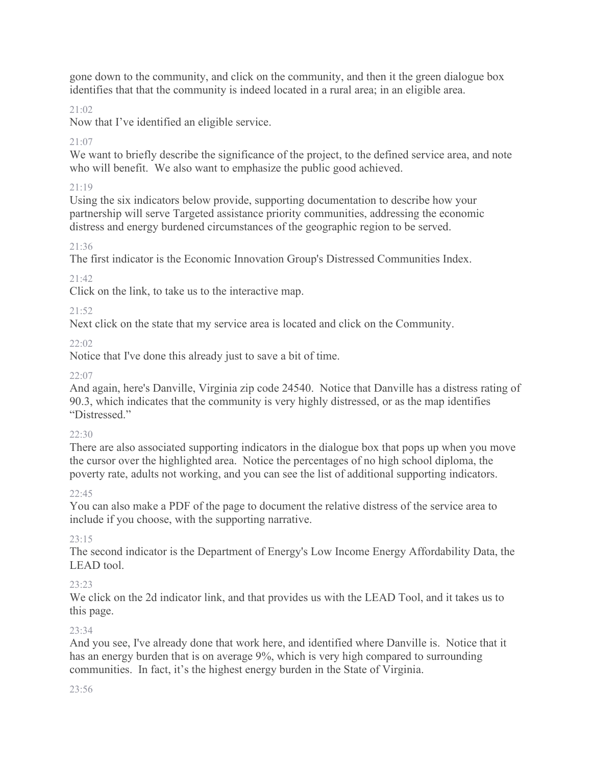gone down to the community, and click on the community, and then it the green dialogue box identifies that that the community is indeed located in a rural area; in an eligible area.

21:02

Now that I've identified an eligible service.

21:07

We want to briefly describe the significance of the project, to the defined service area, and note who will benefit. We also want to emphasize the public good achieved.

21:19

Using the six indicators below provide, supporting documentation to describe how your partnership will serve Targeted assistance priority communities, addressing the economic distress and energy burdened circumstances of the geographic region to be served.

21:36

The first indicator is the Economic Innovation Group's Distressed Communities Index.

21:42

Click on the link, to take us to the interactive map.

21:52

Next click on the state that my service area is located and click on the Community.

22:02

Notice that I've done this already just to save a bit of time.

22:07

And again, here's Danville, Virginia zip code 24540. Notice that Danville has a distress rating of 90.3, which indicates that the community is very highly distressed, or as the map identifies "Distressed."

22:30

There are also associated supporting indicators in the dialogue box that pops up when you move the cursor over the highlighted area. Notice the percentages of no high school diploma, the poverty rate, adults not working, and you can see the list of additional supporting indicators.

22:45

You can also make a PDF of the page to document the relative distress of the service area to include if you choose, with the supporting narrative.

23:15

The second indicator is the Department of Energy's Low Income Energy Affordability Data, the LEAD tool.

23:23

We click on the 2d indicator link, and that provides us with the LEAD Tool, and it takes us to this page.

23:34

And you see, I've already done that work here, and identified where Danville is. Notice that it has an energy burden that is on average 9%, which is very high compared to surrounding communities. In fact, it's the highest energy burden in the State of Virginia.

23:56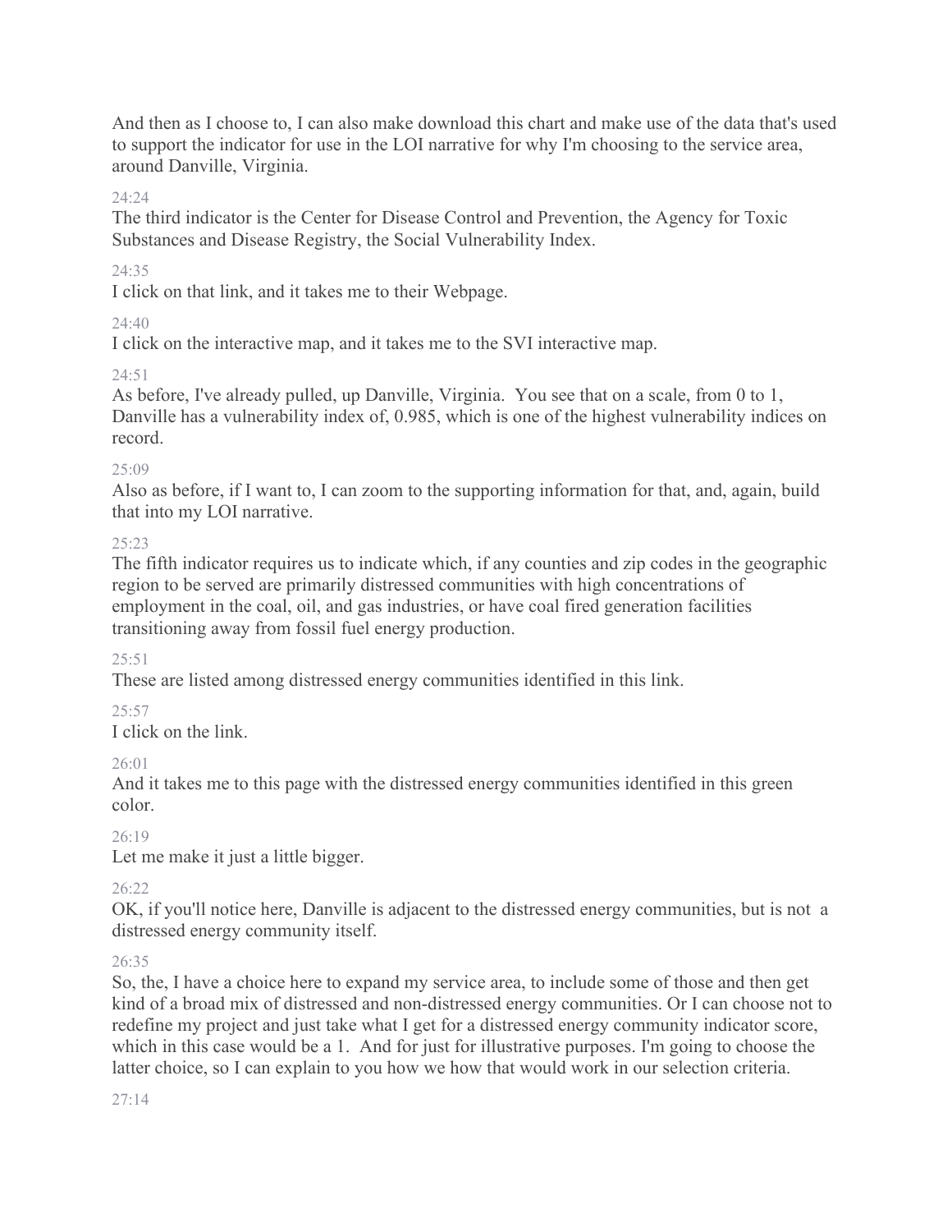And then as I choose to, I can also make download this chart and make use of the data that's used to support the indicator for use in the LOI narrative for why I'm choosing to the service area, around Danville, Virginia.

24:24

The third indicator is the Center for Disease Control and Prevention, the Agency for Toxic Substances and Disease Registry, the Social Vulnerability Index.

24:35

I click on that link, and it takes me to their Webpage.

24:40

I click on the interactive map, and it takes me to the SVI interactive map.

24:51

As before, I've already pulled, up Danville, Virginia. You see that on a scale, from 0 to 1, Danville has a vulnerability index of, 0.985, which is one of the highest vulnerability indices on record.

25:09

Also as before, if I want to, I can zoom to the supporting information for that, and, again, build that into my LOI narrative.

25:23

The fifth indicator requires us to indicate which, if any counties and zip codes in the geographic region to be served are primarily distressed communities with high concentrations of employment in the coal, oil, and gas industries, or have coal fired generation facilities transitioning away from fossil fuel energy production.

25:51

These are listed among distressed energy communities identified in this link.

25:57

I click on the link.

26:01

And it takes me to this page with the distressed energy communities identified in this green color.

26:19

Let me make it just a little bigger.

26:22

OK, if you'll notice here, Danville is adjacent to the distressed energy communities, but is not a distressed energy community itself.

26:35

So, the, I have a choice here to expand my service area, to include some of those and then get kind of a broad mix of distressed and non-distressed energy communities. Or I can choose not to redefine my project and just take what I get for a distressed energy community indicator score, which in this case would be a 1. And for just for illustrative purposes. I'm going to choose the latter choice, so I can explain to you how we how that would work in our selection criteria.

27:14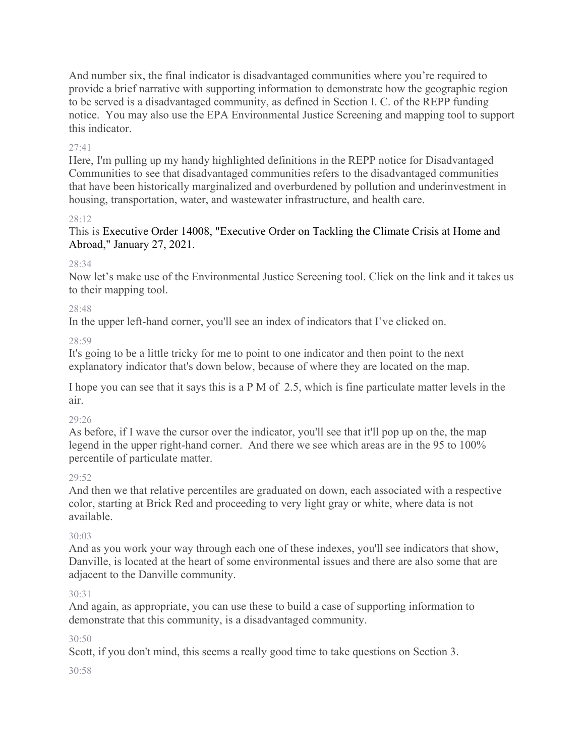And number six, the final indicator is disadvantaged communities where you're required to provide a brief narrative with supporting information to demonstrate how the geographic region to be served is a disadvantaged community, as defined in Section I. C. of the REPP funding notice. You may also use the EPA Environmental Justice Screening and mapping tool to support this indicator.

27:41

Here, I'm pulling up my handy highlighted definitions in the REPP notice for Disadvantaged Communities to see that disadvantaged communities refers to the disadvantaged communities that have been historically marginalized and overburdened by pollution and underinvestment in housing, transportation, water, and wastewater infrastructure, and health care.

28:12

This is Executive Order 14008, "Executive Order on Tackling the Climate Crisis at Home and Abroad," January 27, 2021.

28:34

Now let's make use of the Environmental Justice Screening tool. Click on the link and it takes us to their mapping tool.

28:48

In the upper left-hand corner, you'll see an index of indicators that I've clicked on.

28:59

It's going to be a little tricky for me to point to one indicator and then point to the next explanatory indicator that's down below, because of where they are located on the map.

I hope you can see that it says this is a P M of 2.5, which is fine particulate matter levels in the air.

29:26

As before, if I wave the cursor over the indicator, you'll see that it'll pop up on the, the map legend in the upper right-hand corner. And there we see which areas are in the 95 to 100% percentile of particulate matter.

29:52

And then we that relative percentiles are graduated on down, each associated with a respective color, starting at Brick Red and proceeding to very light gray or white, where data is not available.

30:03

And as you work your way through each one of these indexes, you'll see indicators that show, Danville, is located at the heart of some environmental issues and there are also some that are adjacent to the Danville community.

30:31

And again, as appropriate, you can use these to build a case of supporting information to demonstrate that this community, is a disadvantaged community.

30:50

Scott, if you don't mind, this seems a really good time to take questions on Section 3.

30:58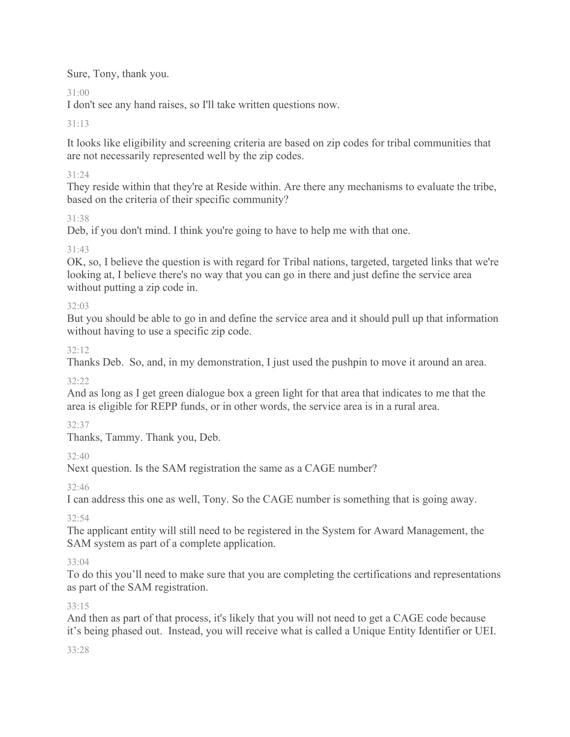Sure, Tony, thank you.

31:00

I don't see any hand raises, so I'll take written questions now.

31:13

It looks like eligibility and screening criteria are based on zip codes for tribal communities that are not necessarily represented well by the zip codes.

31:24

They reside within that they're at Reside within. Are there any mechanisms to evaluate the tribe, based on the criteria of their specific community?

31:38

Deb, if you don't mind. I think you're going to have to help me with that one.

31:43

OK, so, I believe the question is with regard for Tribal nations, targeted, targeted links that we're looking at, I believe there's no way that you can go in there and just define the service area without putting a zip code in.

32:03

But you should be able to go in and define the service area and it should pull up that information without having to use a specific zip code.

32:12

Thanks Deb. So, and, in my demonstration, I just used the pushpin to move it around an area.

32:22

And as long as I get green dialogue box a green light for that area that indicates to me that the area is eligible for REPP funds, or in other words, the service area is in a rural area.

32:37

Thanks, Tammy. Thank you, Deb.

32:40

Next question. Is the SAM registration the same as a CAGE number?

32:46

I can address this one as well, Tony. So the CAGE number is something that is going away.

32:54

The applicant entity will still need to be registered in the System for Award Management, the SAM system as part of a complete application.

33:04

To do this you'll need to make sure that you are completing the certifications and representations as part of the SAM registration.

33:15

And then as part of that process, it's likely that you will not need to get a CAGE code because it's being phased out. Instead, you will receive what is called a Unique Entity Identifier or UEI.

33:28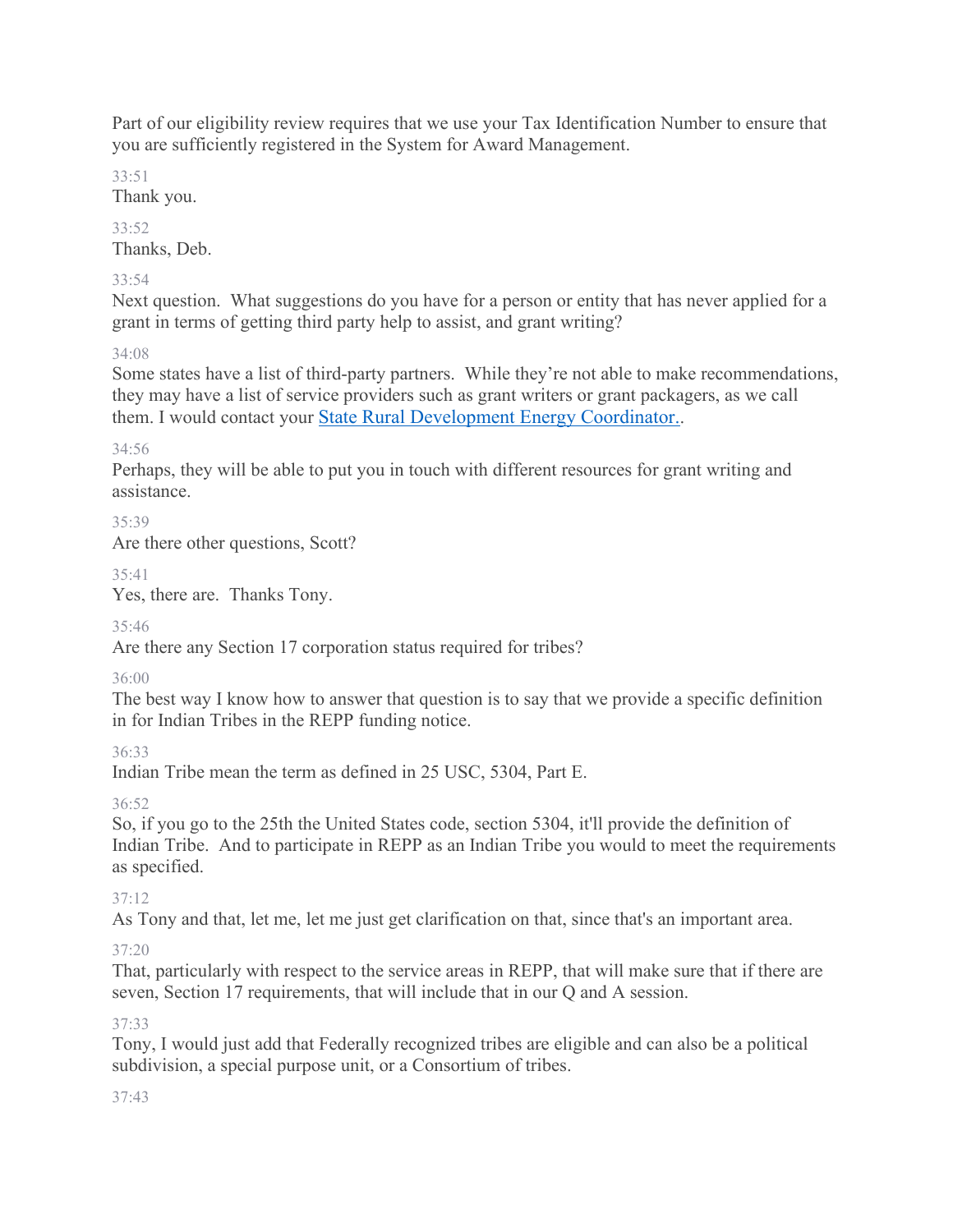Part of our eligibility review requires that we use your Tax Identification Number to ensure that you are sufficiently registered in the System for Award Management.

33:51
Thank you.

33:52
Thanks, Deb.

33:54
Next question. What suggestions do you have for a person or entity that has never applied for a grant in terms of getting third party help to assist, and grant writing?

34:08
Some states have a list of third-party partners. While they're not able to make recommendations, they may have a list of service providers such as grant writers or grant packagers, as we call them. I would contact your [State Rural Development Energy Coordinator.](#).

34:56
Perhaps, they will be able to put you in touch with different resources for grant writing and assistance.

35:39
Are there other questions, Scott?

35:41
Yes, there are. Thanks Tony.

35:46
Are there any Section 17 corporation status required for tribes?

36:00
The best way I know how to answer that question is to say that we provide a specific definition in for Indian Tribes in the REPP funding notice.

36:33
Indian Tribe mean the term as defined in 25 USC, 5304, Part E.

36:52
So, if you go to the 25th the United States code, section 5304, it'll provide the definition of Indian Tribe. And to participate in REPP as an Indian Tribe you would to meet the requirements as specified.

37:12
As Tony and that, let me, let me just get clarification on that, since that's an important area.

37:20
That, particularly with respect to the service areas in REPP, that will make sure that if there are seven, Section 17 requirements, that will include that in our Q and A session.

37:33
Tony, I would just add that Federally recognized tribes are eligible and can also be a political subdivision, a special purpose unit, or a Consortium of tribes.

37:43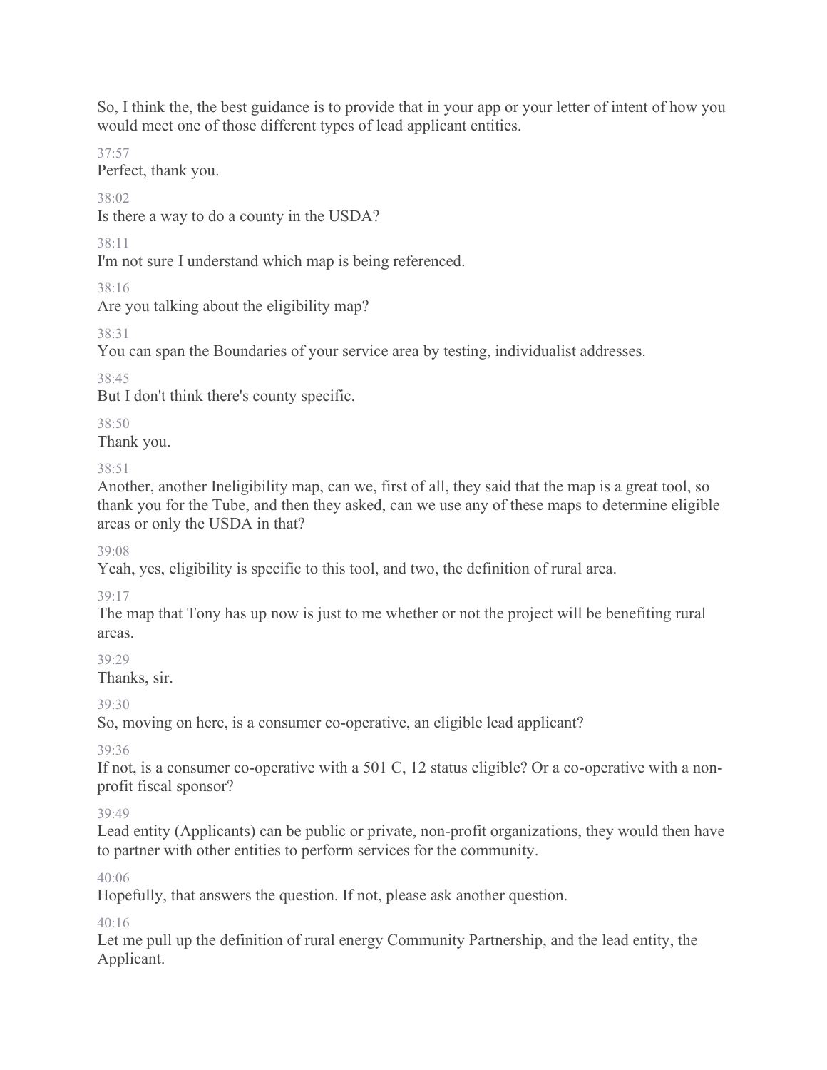So, I think the, the best guidance is to provide that in your app or your letter of intent of how you would meet one of those different types of lead applicant entities.

37:57

Perfect, thank you.

38:02

Is there a way to do a county in the USDA?

38:11

I'm not sure I understand which map is being referenced.

38:16

Are you talking about the eligibility map?

38:31

You can span the Boundaries of your service area by testing, individualist addresses.

38:45

But I don't think there's county specific.

38:50

Thank you.

38:51

Another, another Ineligibility map, can we, first of all, they said that the map is a great tool, so thank you for the Tube, and then they asked, can we use any of these maps to determine eligible areas or only the USDA in that?

39:08

Yeah, yes, eligibility is specific to this tool, and two, the definition of rural area.

39:17

The map that Tony has up now is just to me whether or not the project will be benefiting rural areas.

39:29

Thanks, sir.

39:30

So, moving on here, is a consumer co-operative, an eligible lead applicant?

39:36

If not, is a consumer co-operative with a 501 C, 12 status eligible? Or a co-operative with a non-profit fiscal sponsor?

39:49

Lead entity (Applicants) can be public or private, non-profit organizations, they would then have to partner with other entities to perform services for the community.

40:06

Hopefully, that answers the question. If not, please ask another question.

40:16

Let me pull up the definition of rural energy Community Partnership, and the lead entity, the Applicant.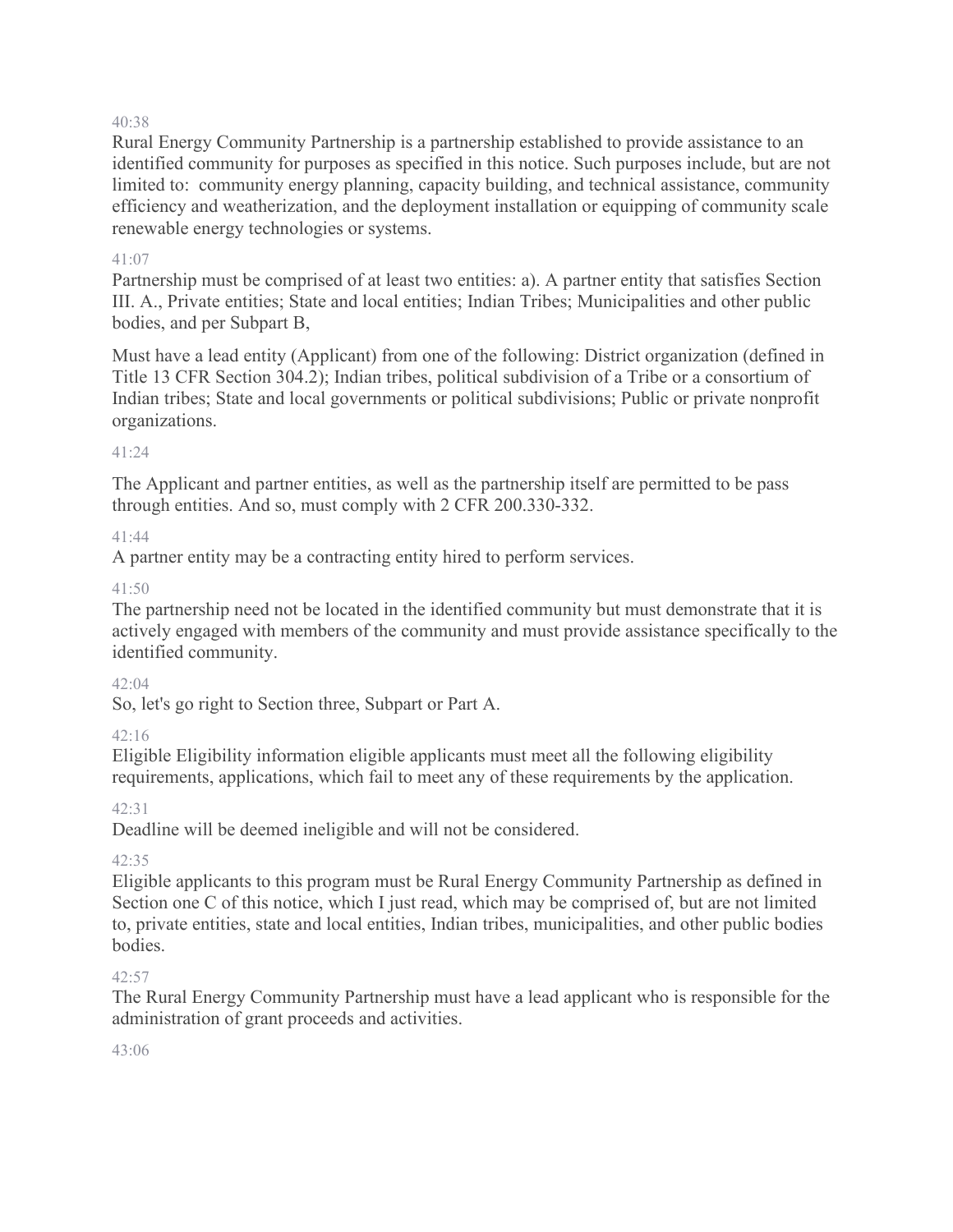40:38

Rural Energy Community Partnership is a partnership established to provide assistance to an identified community for purposes as specified in this notice. Such purposes include, but are not limited to: community energy planning, capacity building, and technical assistance, community efficiency and weatherization, and the deployment installation or equipping of community scale renewable energy technologies or systems.

41:07

Partnership must be comprised of at least two entities: a). A partner entity that satisfies Section III. A., Private entities; State and local entities; Indian Tribes; Municipalities and other public bodies, and per Subpart B,

Must have a lead entity (Applicant) from one of the following: District organization (defined in Title 13 CFR Section 304.2); Indian tribes, political subdivision of a Tribe or a consortium of Indian tribes; State and local governments or political subdivisions; Public or private nonprofit organizations.

41:24

The Applicant and partner entities, as well as the partnership itself are permitted to be pass through entities. And so, must comply with 2 CFR 200.330-332.

41:44

A partner entity may be a contracting entity hired to perform services.

41:50

The partnership need not be located in the identified community but must demonstrate that it is actively engaged with members of the community and must provide assistance specifically to the identified community.

42:04

So, let's go right to Section three, Subpart or Part A.

42:16

Eligible Eligibility information eligible applicants must meet all the following eligibility requirements, applications, which fail to meet any of these requirements by the application.

42:31

Deadline will be deemed ineligible and will not be considered.

42:35

Eligible applicants to this program must be Rural Energy Community Partnership as defined in Section one C of this notice, which I just read, which may be comprised of, but are not limited to, private entities, state and local entities, Indian tribes, municipalities, and other public bodies bodies.

42:57

The Rural Energy Community Partnership must have a lead applicant who is responsible for the administration of grant proceeds and activities.

43:06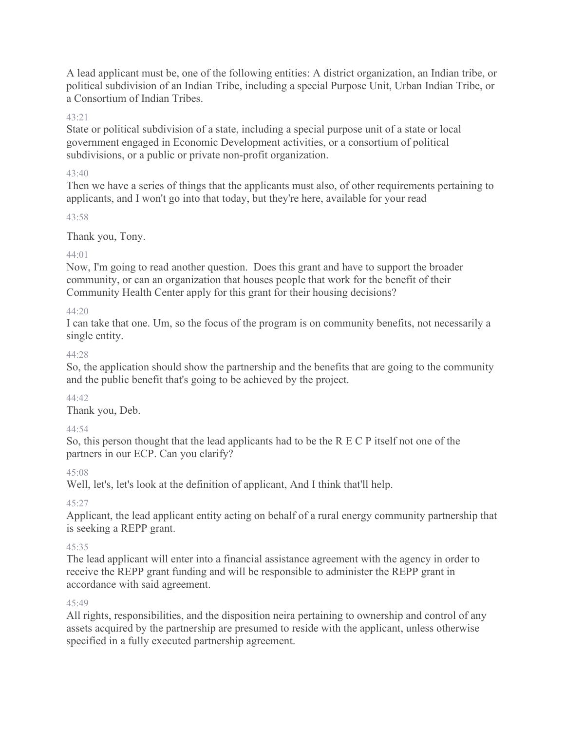A lead applicant must be, one of the following entities: A district organization, an Indian tribe, or political subdivision of an Indian Tribe, including a special Purpose Unit, Urban Indian Tribe, or a Consortium of Indian Tribes.

43:21

State or political subdivision of a state, including a special purpose unit of a state or local government engaged in Economic Development activities, or a consortium of political subdivisions, or a public or private non-profit organization.

43:40

Then we have a series of things that the applicants must also, of other requirements pertaining to applicants, and I won't go into that today, but they're here, available for your read

43:58

Thank you, Tony.

44:01

Now, I'm going to read another question. Does this grant and have to support the broader community, or can an organization that houses people that work for the benefit of their Community Health Center apply for this grant for their housing decisions?

44:20

I can take that one. Um, so the focus of the program is on community benefits, not necessarily a single entity.

44:28

So, the application should show the partnership and the benefits that are going to the community and the public benefit that's going to be achieved by the project.

44:42

Thank you, Deb.

44:54

So, this person thought that the lead applicants had to be the R E C P itself not one of the partners in our ECP. Can you clarify?

45:08

Well, let's, let's look at the definition of applicant, And I think that'll help.

45:27

Applicant, the lead applicant entity acting on behalf of a rural energy community partnership that is seeking a REPP grant.

45:35

The lead applicant will enter into a financial assistance agreement with the agency in order to receive the REPP grant funding and will be responsible to administer the REPP grant in accordance with said agreement.

45:49

All rights, responsibilities, and the disposition neira pertaining to ownership and control of any assets acquired by the partnership are presumed to reside with the applicant, unless otherwise specified in a fully executed partnership agreement.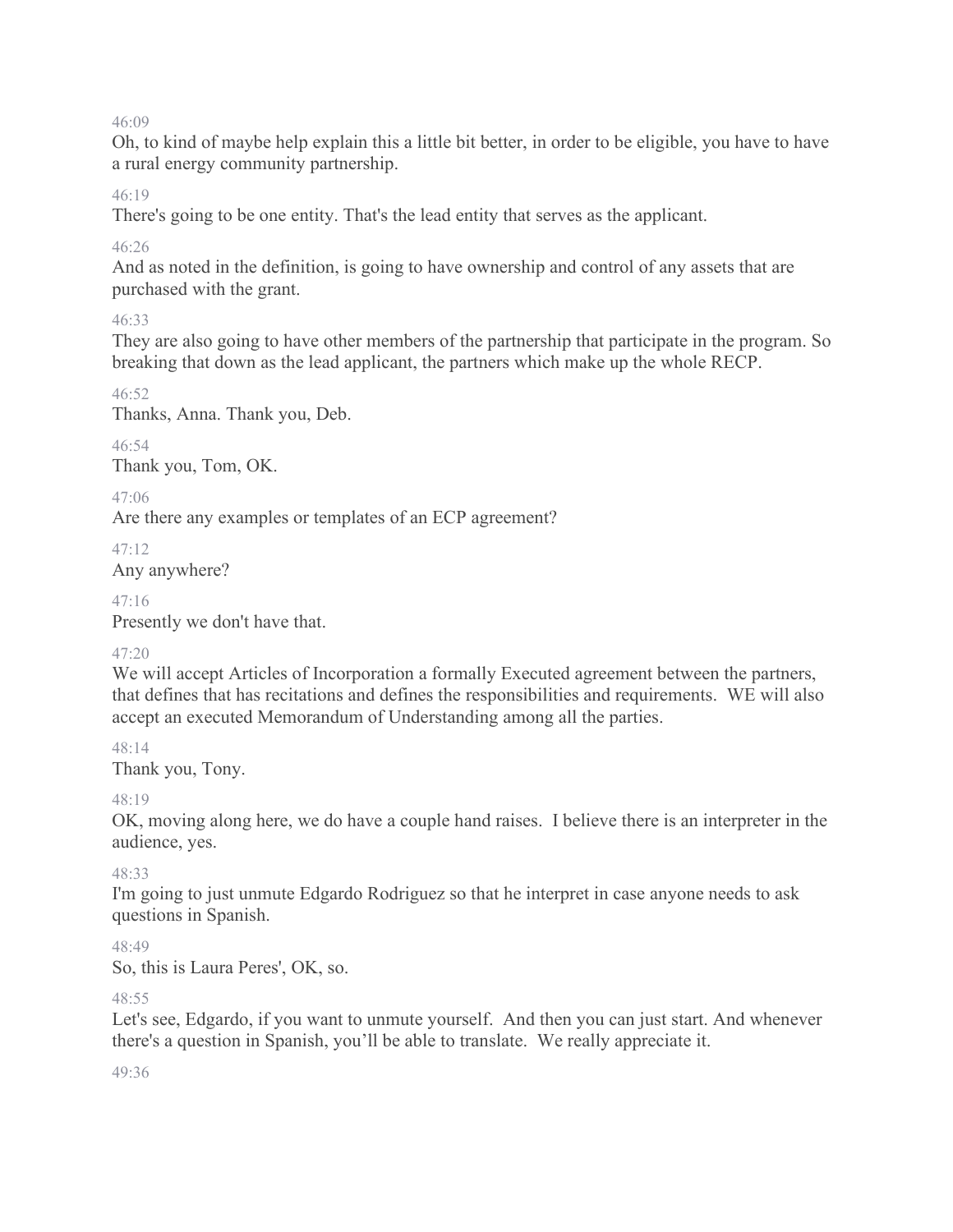46:09

Oh, to kind of maybe help explain this a little bit better, in order to be eligible, you have to have a rural energy community partnership.

46:19

There's going to be one entity. That's the lead entity that serves as the applicant.

46:26

And as noted in the definition, is going to have ownership and control of any assets that are purchased with the grant.

46:33

They are also going to have other members of the partnership that participate in the program. So breaking that down as the lead applicant, the partners which make up the whole RECP.

46:52

Thanks, Anna. Thank you, Deb.

46:54

Thank you, Tom, OK.

47:06

Are there any examples or templates of an ECP agreement?

47:12

Any anywhere?

47:16

Presently we don't have that.

47:20

We will accept Articles of Incorporation a formally Executed agreement between the partners, that defines that has recitations and defines the responsibilities and requirements. WE will also accept an executed Memorandum of Understanding among all the parties.

48:14

Thank you, Tony.

48:19

OK, moving along here, we do have a couple hand raises. I believe there is an interpreter in the audience, yes.

48:33

I'm going to just unmute Edgardo Rodriguez so that he interpret in case anyone needs to ask questions in Spanish.

48:49

So, this is Laura Peres', OK, so.

48:55

Let's see, Edgardo, if you want to unmute yourself. And then you can just start. And whenever there's a question in Spanish, you'll be able to translate. We really appreciate it.

49:36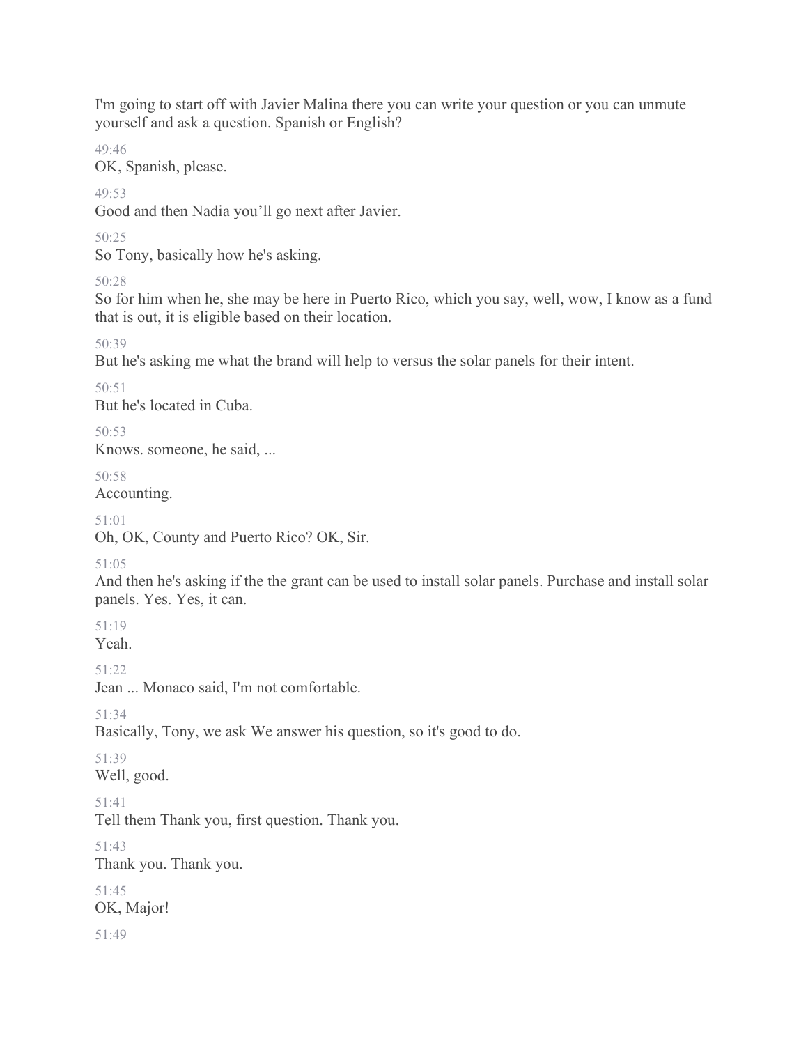I'm going to start off with Javier Malina there you can write your question or you can unmute yourself and ask a question. Spanish or English?

49:46

OK, Spanish, please.

49:53

Good and then Nadia you'll go next after Javier.

50:25

So Tony, basically how he's asking.

50:28

So for him when he, she may be here in Puerto Rico, which you say, well, wow, I know as a fund that is out, it is eligible based on their location.

50:39

But he's asking me what the brand will help to versus the solar panels for their intent.

50:51

But he's located in Cuba.

50:53

Knows. someone, he said, ...

50:58

Accounting.

51:01

Oh, OK, County and Puerto Rico? OK, Sir.

51:05

And then he's asking if the the grant can be used to install solar panels. Purchase and install solar panels. Yes. Yes, it can.

51:19

Yeah.

51:22

Jean ... Monaco said, I'm not comfortable.

51:34

Basically, Tony, we ask We answer his question, so it's good to do.

51:39

Well, good.

51:41

Tell them Thank you, first question. Thank you.

51:43

Thank you. Thank you.

51:45

OK, Major!

51:49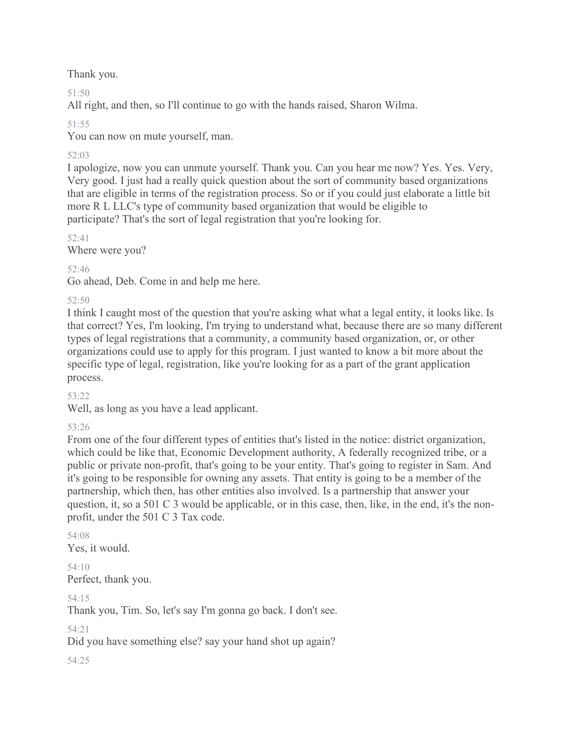Thank you.

51:50

All right, and then, so I'll continue to go with the hands raised, Sharon Wilma.

51:55

You can now on mute yourself, man.

52:03

I apologize, now you can unmute yourself. Thank you. Can you hear me now? Yes. Yes. Very, Very good. I just had a really quick question about the sort of community based organizations that are eligible in terms of the registration process. So or if you could just elaborate a little bit more R L LLC's type of community based organization that would be eligible to participate? That's the sort of legal registration that you're looking for.

52:41

Where were you?

52:46

Go ahead, Deb. Come in and help me here.

52:50

I think I caught most of the question that you're asking what what a legal entity, it looks like. Is that correct? Yes, I'm looking, I'm trying to understand what, because there are so many different types of legal registrations that a community, a community based organization, or, or other organizations could use to apply for this program. I just wanted to know a bit more about the specific type of legal, registration, like you're looking for as a part of the grant application process.

53:22

Well, as long as you have a lead applicant.

53:26

From one of the four different types of entities that's listed in the notice: district organization, which could be like that, Economic Development authority, A federally recognized tribe, or a public or private non-profit, that's going to be your entity. That's going to register in Sam. And it's going to be responsible for owning any assets. That entity is going to be a member of the partnership, which then, has other entities also involved. Is a partnership that answer your question, it, so a 501 C 3 would be applicable, or in this case, then, like, in the end, it's the non-profit, under the 501 C 3 Tax code.

54:08

Yes, it would.

54:10

Perfect, thank you.

54:15

Thank you, Tim. So, let's say I'm gonna go back. I don't see.

54:21

Did you have something else? say your hand shot up again?

54:25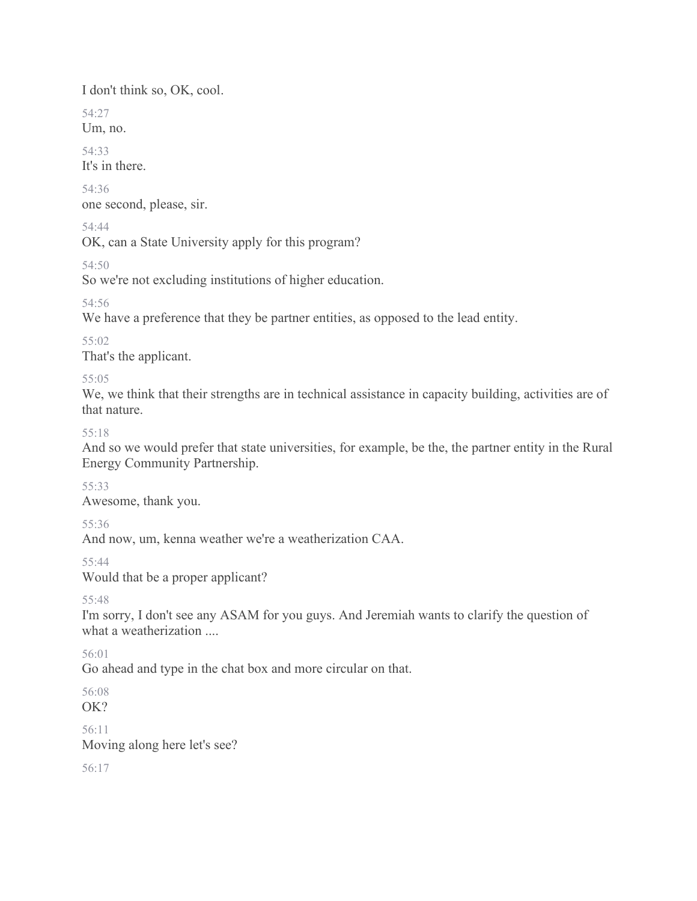I don't think so, OK, cool.

54:27

Um, no.

54:33

It's in there.

54:36

one second, please, sir.

54:44

OK, can a State University apply for this program?

54:50

So we're not excluding institutions of higher education.

54:56

We have a preference that they be partner entities, as opposed to the lead entity.

55:02

That's the applicant.

55:05

We, we think that their strengths are in technical assistance in capacity building, activities are of that nature.

55:18

And so we would prefer that state universities, for example, be the, the partner entity in the Rural Energy Community Partnership.

55:33

Awesome, thank you.

55:36

And now, um, kenna weather we're a weatherization CAA.

55:44

Would that be a proper applicant?

55:48

I'm sorry, I don't see any ASAM for you guys. And Jeremiah wants to clarify the question of what a weatherization ....

56:01

Go ahead and type in the chat box and more circular on that.

56:08

OK?

56:11

Moving along here let's see?

56:17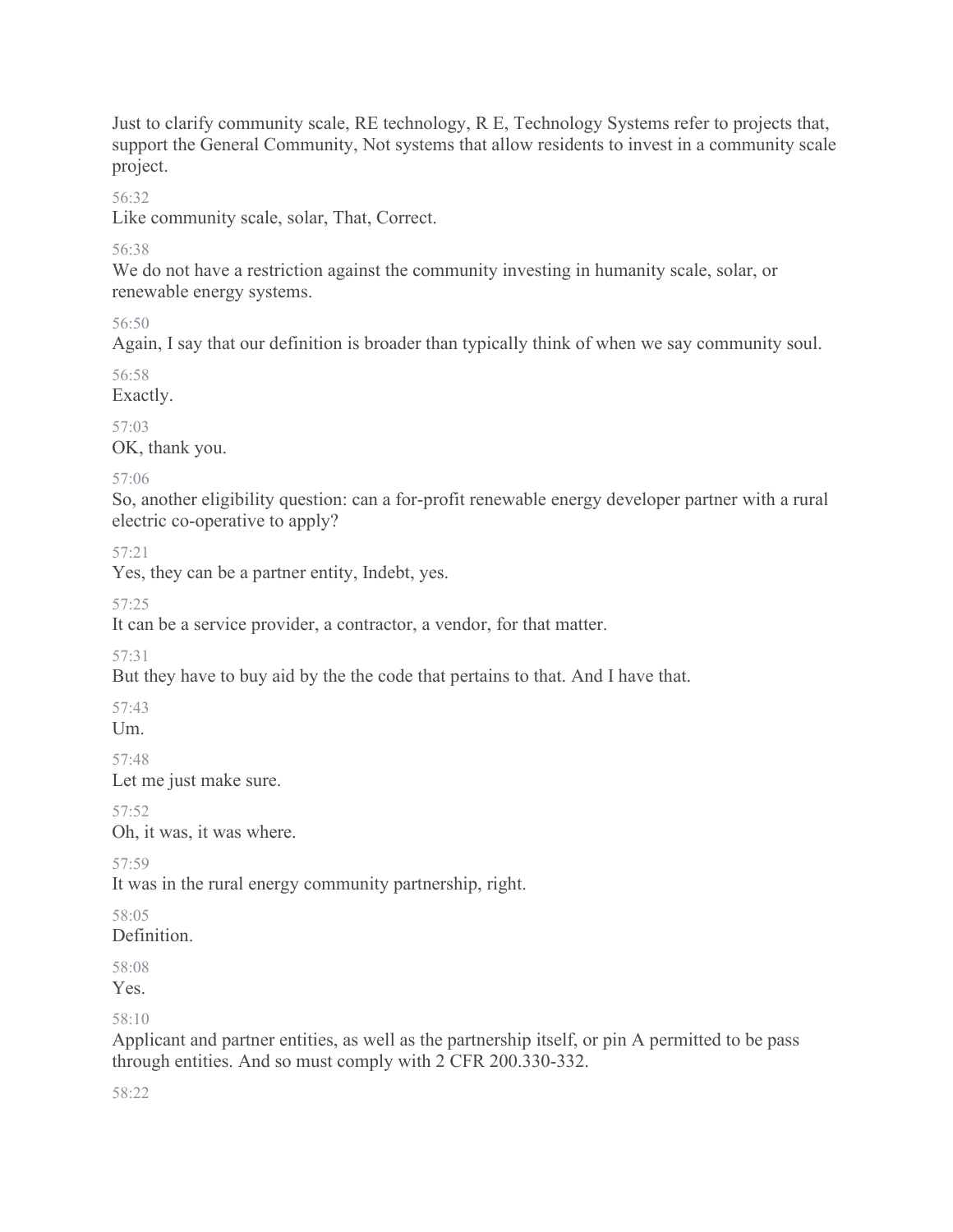Just to clarify community scale, RE technology, R E, Technology Systems refer to projects that, support the General Community, Not systems that allow residents to invest in a community scale project.

56:32

Like community scale, solar, That, Correct.

56:38

We do not have a restriction against the community investing in humanity scale, solar, or renewable energy systems.

56:50

Again, I say that our definition is broader than typically think of when we say community soul.

56:58

Exactly.

57:03

OK, thank you.

57:06

So, another eligibility question: can a for-profit renewable energy developer partner with a rural electric co-operative to apply?

57:21

Yes, they can be a partner entity, Indebt, yes.

57:25

It can be a service provider, a contractor, a vendor, for that matter.

57:31

But they have to buy aid by the the code that pertains to that. And I have that.

57:43

Um.

57:48

Let me just make sure.

57:52

Oh, it was, it was where.

57:59

It was in the rural energy community partnership, right.

58:05

Definition.

58:08

Yes.

58:10

Applicant and partner entities, as well as the partnership itself, or pin A permitted to be pass through entities. And so must comply with 2 CFR 200.330-332.

58:22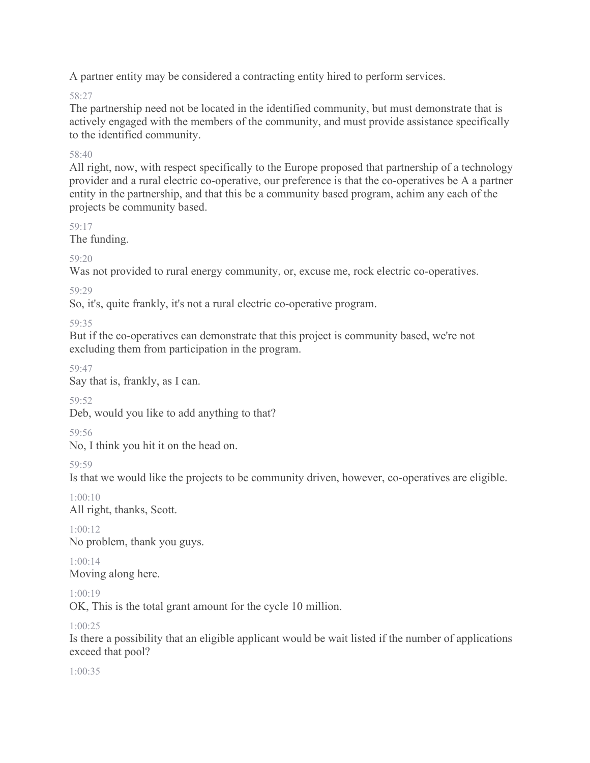A partner entity may be considered a contracting entity hired to perform services.

58:27

The partnership need not be located in the identified community, but must demonstrate that is actively engaged with the members of the community, and must provide assistance specifically to the identified community.

58:40

All right, now, with respect specifically to the Europe proposed that partnership of a technology provider and a rural electric co-operative, our preference is that the co-operatives be A a partner entity in the partnership, and that this be a community based program, achim any each of the projects be community based.

59:17

The funding.

59:20

Was not provided to rural energy community, or, excuse me, rock electric co-operatives.

59:29

So, it's, quite frankly, it's not a rural electric co-operative program.

59:35

But if the co-operatives can demonstrate that this project is community based, we're not excluding them from participation in the program.

59:47

Say that is, frankly, as I can.

59:52

Deb, would you like to add anything to that?

59:56

No, I think you hit it on the head on.

59:59

Is that we would like the projects to be community driven, however, co-operatives are eligible.

1:00:10

All right, thanks, Scott.

1:00:12

No problem, thank you guys.

1:00:14

Moving along here.

1:00:19

OK, This is the total grant amount for the cycle 10 million.

1:00:25

Is there a possibility that an eligible applicant would be wait listed if the number of applications exceed that pool?

1:00:35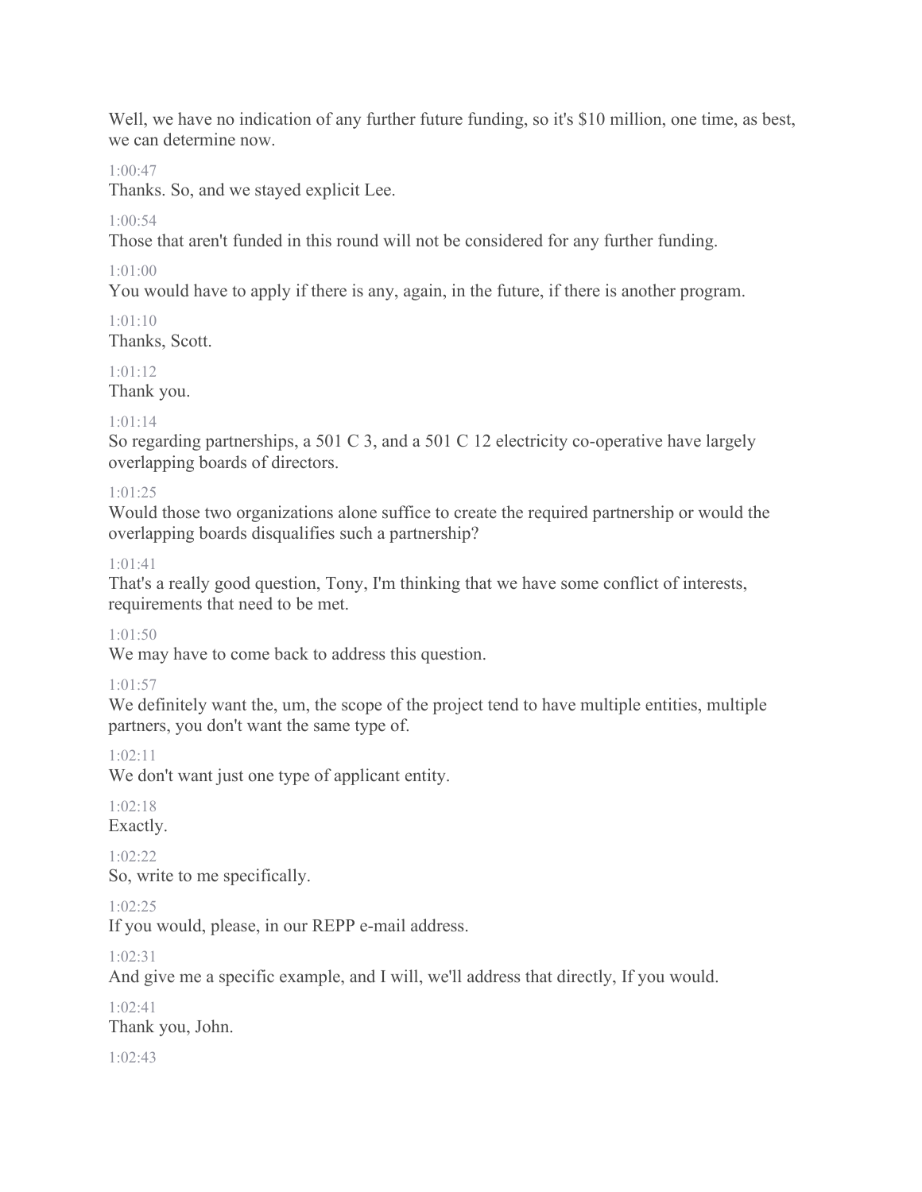Well, we have no indication of any further future funding, so it's $10 million, one time, as best, we can determine now.

1:00:47

Thanks. So, and we stayed explicit Lee.

1:00:54

Those that aren't funded in this round will not be considered for any further funding.

1:01:00

You would have to apply if there is any, again, in the future, if there is another program.

1:01:10

Thanks, Scott.

1:01:12

Thank you.

1:01:14

So regarding partnerships, a 501 C 3, and a 501 C 12 electricity co-operative have largely overlapping boards of directors.

1:01:25

Would those two organizations alone suffice to create the required partnership or would the overlapping boards disqualifies such a partnership?

1:01:41

That's a really good question, Tony, I'm thinking that we have some conflict of interests, requirements that need to be met.

1:01:50

We may have to come back to address this question.

1:01:57

We definitely want the, um, the scope of the project tend to have multiple entities, multiple partners, you don't want the same type of.

1:02:11

We don't want just one type of applicant entity.

1:02:18

Exactly.

1:02:22

So, write to me specifically.

1:02:25

If you would, please, in our REPP e-mail address.

1:02:31

And give me a specific example, and I will, we'll address that directly, If you would.

1:02:41

Thank you, John.

1:02:43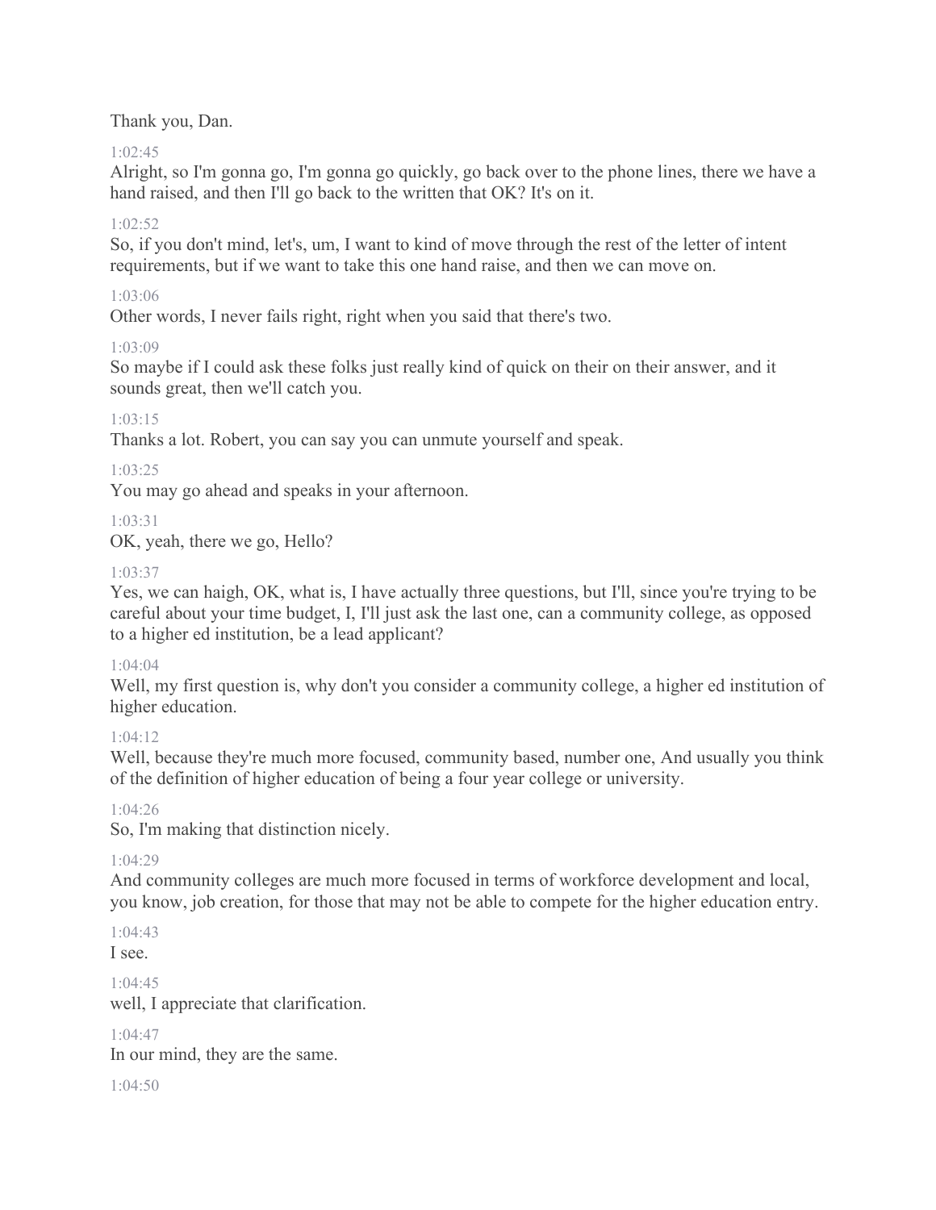Thank you, Dan.

1:02:45

Alright, so I'm gonna go, I'm gonna go quickly, go back over to the phone lines, there we have a hand raised, and then I'll go back to the written that OK? It's on it.

1:02:52

So, if you don't mind, let's, um, I want to kind of move through the rest of the letter of intent requirements, but if we want to take this one hand raise, and then we can move on.

1:03:06

Other words, I never fails right, right when you said that there's two.

1:03:09

So maybe if I could ask these folks just really kind of quick on their on their answer, and it sounds great, then we'll catch you.

1:03:15

Thanks a lot. Robert, you can say you can unmute yourself and speak.

1:03:25

You may go ahead and speaks in your afternoon.

1:03:31

OK, yeah, there we go, Hello?

1:03:37

Yes, we can haigh, OK, what is, I have actually three questions, but I'll, since you're trying to be careful about your time budget, I, I'll just ask the last one, can a community college, as opposed to a higher ed institution, be a lead applicant?

1:04:04

Well, my first question is, why don't you consider a community college, a higher ed institution of higher education.

1:04:12

Well, because they're much more focused, community based, number one, And usually you think of the definition of higher education of being a four year college or university.

1:04:26

So, I'm making that distinction nicely.

1:04:29

And community colleges are much more focused in terms of workforce development and local, you know, job creation, for those that may not be able to compete for the higher education entry.

1:04:43

I see.

1:04:45

well, I appreciate that clarification.

1:04:47

In our mind, they are the same.

1:04:50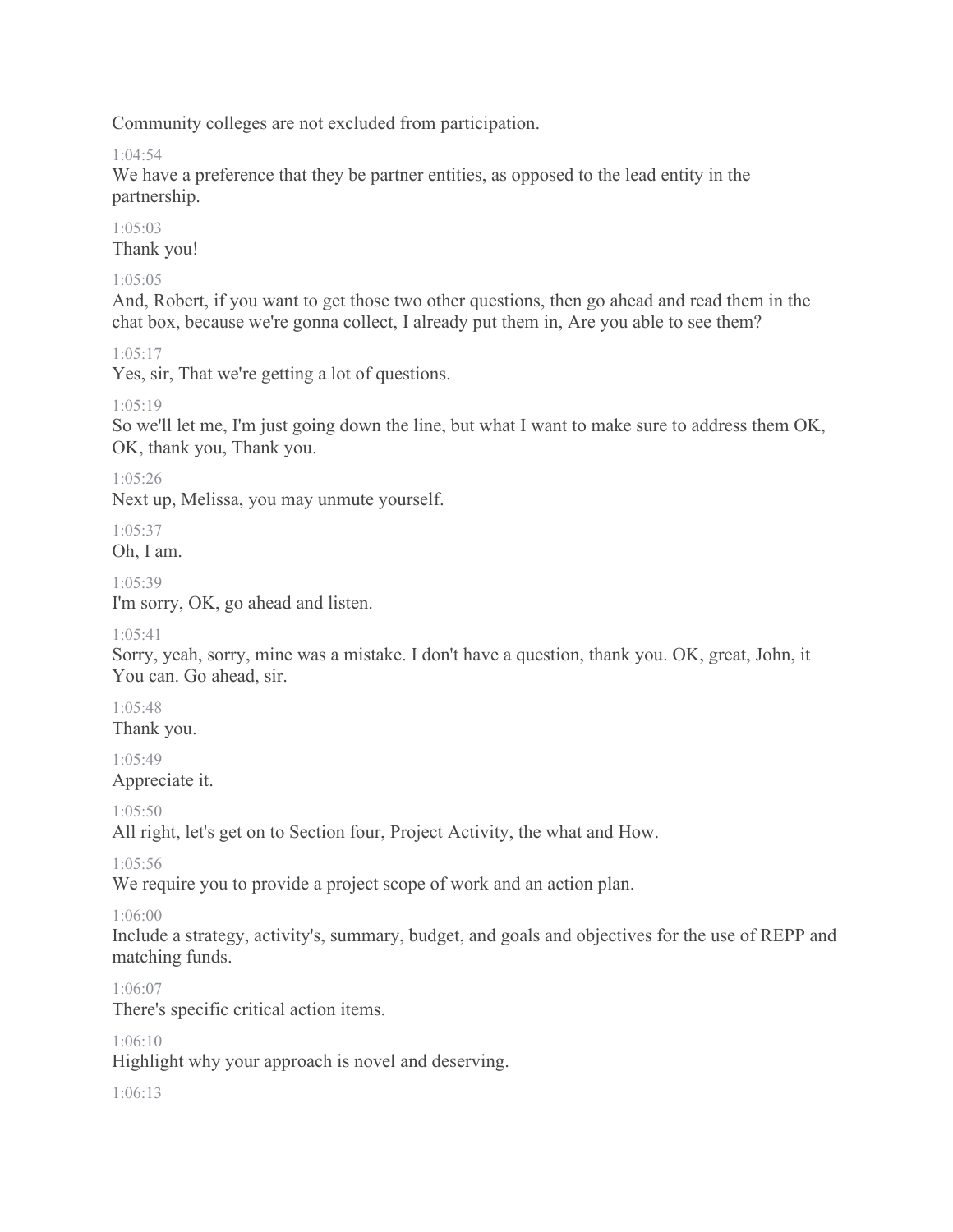Community colleges are not excluded from participation.

1:04:54

We have a preference that they be partner entities, as opposed to the lead entity in the partnership.

1:05:03

Thank you!

1:05:05

And, Robert, if you want to get those two other questions, then go ahead and read them in the chat box, because we're gonna collect, I already put them in, Are you able to see them?

1:05:17

Yes, sir, That we're getting a lot of questions.

1:05:19

So we'll let me, I'm just going down the line, but what I want to make sure to address them OK, OK, thank you, Thank you.

1:05:26

Next up, Melissa, you may unmute yourself.

1:05:37

Oh, I am.

1:05:39

I'm sorry, OK, go ahead and listen.

1:05:41

Sorry, yeah, sorry, mine was a mistake. I don't have a question, thank you. OK, great, John, it You can. Go ahead, sir.

1:05:48

Thank you.

1:05:49

Appreciate it.

1:05:50

All right, let's get on to Section four, Project Activity, the what and How.

1:05:56

We require you to provide a project scope of work and an action plan.

1:06:00

Include a strategy, activity's, summary, budget, and goals and objectives for the use of REPP and matching funds.

1:06:07

There's specific critical action items.

1:06:10

Highlight why your approach is novel and deserving.

1:06:13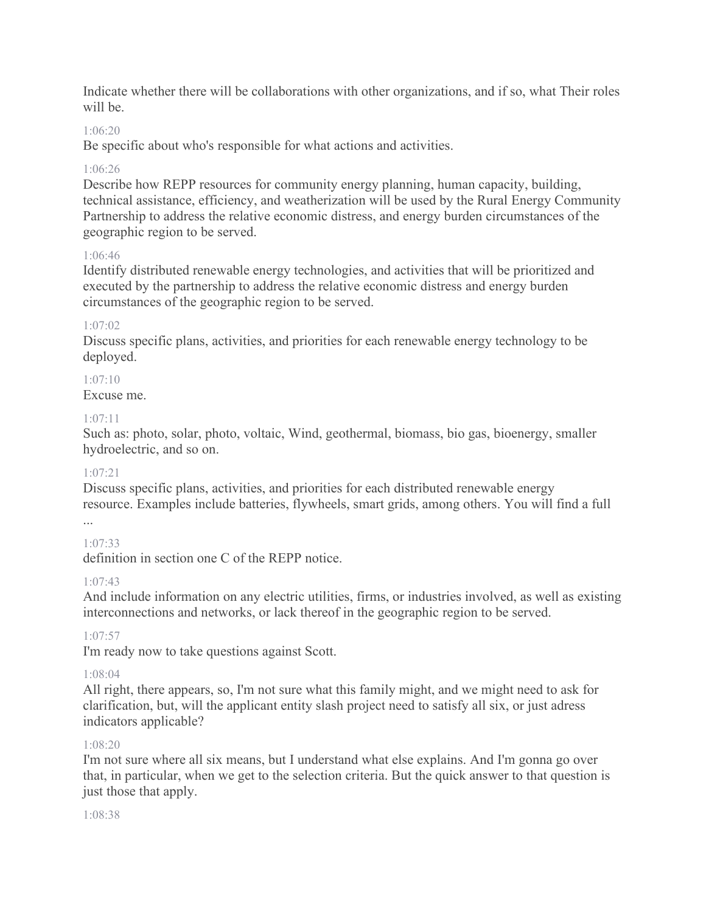Indicate whether there will be collaborations with other organizations, and if so, what Their roles will be.

1:06:20

Be specific about who's responsible for what actions and activities.

1:06:26

Describe how REPP resources for community energy planning, human capacity, building, technical assistance, efficiency, and weatherization will be used by the Rural Energy Community Partnership to address the relative economic distress, and energy burden circumstances of the geographic region to be served.

1:06:46

Identify distributed renewable energy technologies, and activities that will be prioritized and executed by the partnership to address the relative economic distress and energy burden circumstances of the geographic region to be served.

1:07:02

Discuss specific plans, activities, and priorities for each renewable energy technology to be deployed.

1:07:10

Excuse me.

1:07:11

Such as: photo, solar, photo, voltaic, Wind, geothermal, biomass, bio gas, bioenergy, smaller hydroelectric, and so on.

1:07:21

Discuss specific plans, activities, and priorities for each distributed renewable energy resource. Examples include batteries, flywheels, smart grids, among others. You will find a full ...

1:07:33

definition in section one C of the REPP notice.

1:07:43

And include information on any electric utilities, firms, or industries involved, as well as existing interconnections and networks, or lack thereof in the geographic region to be served.

1:07:57

I'm ready now to take questions against Scott.

1:08:04

All right, there appears, so, I'm not sure what this family might, and we might need to ask for clarification, but, will the applicant entity slash project need to satisfy all six, or just adress indicators applicable?

1:08:20

I'm not sure where all six means, but I understand what else explains. And I'm gonna go over that, in particular, when we get to the selection criteria. But the quick answer to that question is just those that apply.

1:08:38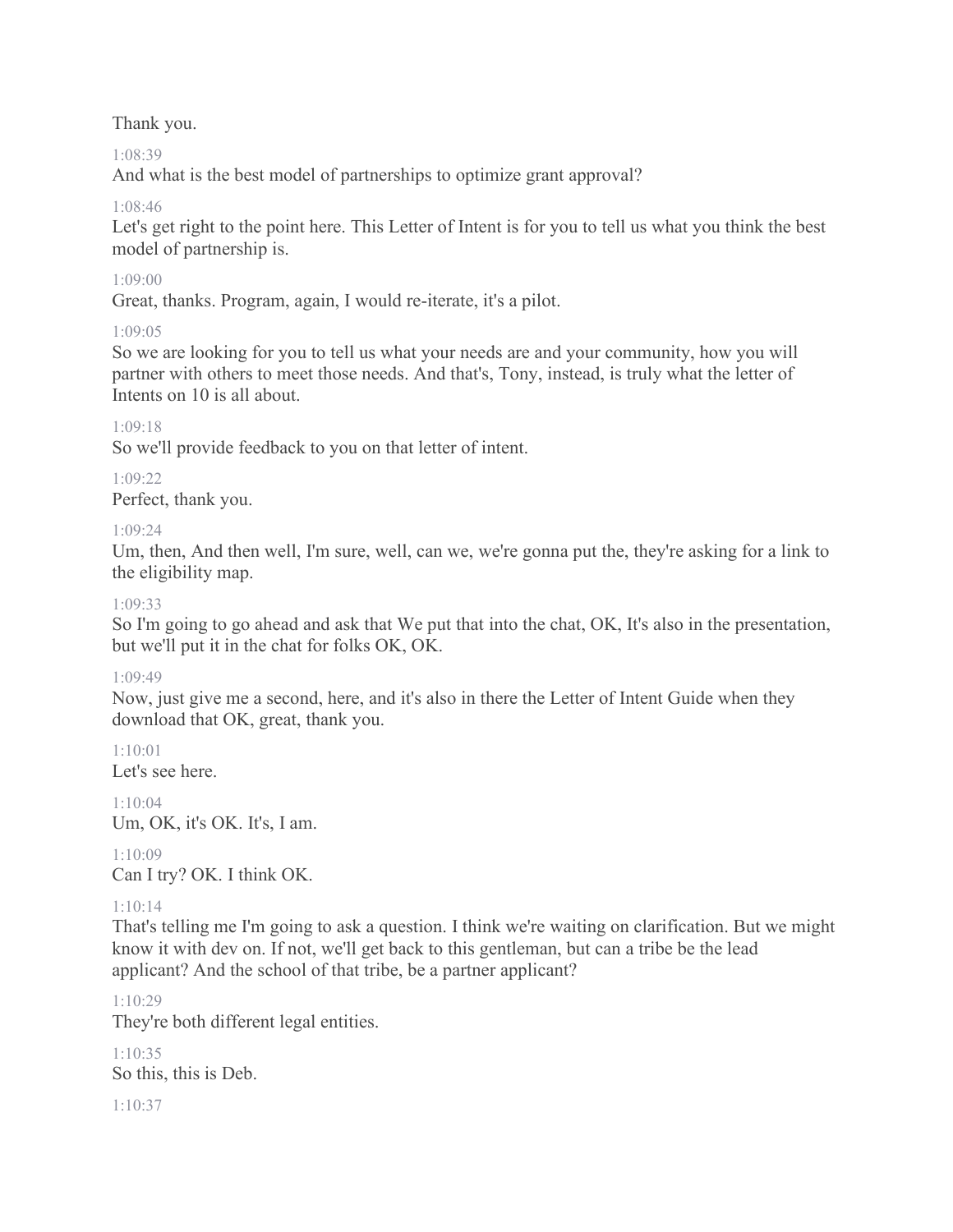Thank you.

1:08:39

And what is the best model of partnerships to optimize grant approval?

1:08:46

Let's get right to the point here. This Letter of Intent is for you to tell us what you think the best model of partnership is.

1:09:00

Great, thanks. Program, again, I would re-iterate, it's a pilot.

1:09:05

So we are looking for you to tell us what your needs are and your community, how you will partner with others to meet those needs. And that's, Tony, instead, is truly what the letter of Intents on 10 is all about.

1:09:18

So we'll provide feedback to you on that letter of intent.

1:09:22

Perfect, thank you.

1:09:24

Um, then, And then well, I'm sure, well, can we, we're gonna put the, they're asking for a link to the eligibility map.

1:09:33

So I'm going to go ahead and ask that We put that into the chat, OK, It's also in the presentation, but we'll put it in the chat for folks OK, OK.

1:09:49

Now, just give me a second, here, and it's also in there the Letter of Intent Guide when they download that OK, great, thank you.

1:10:01

Let's see here.

1:10:04

Um, OK, it's OK. It's, I am.

1:10:09

Can I try? OK. I think OK.

1:10:14

That's telling me I'm going to ask a question. I think we're waiting on clarification. But we might know it with dev on. If not, we'll get back to this gentleman, but can a tribe be the lead applicant? And the school of that tribe, be a partner applicant?

1:10:29

They're both different legal entities.

1:10:35

So this, this is Deb.

1:10:37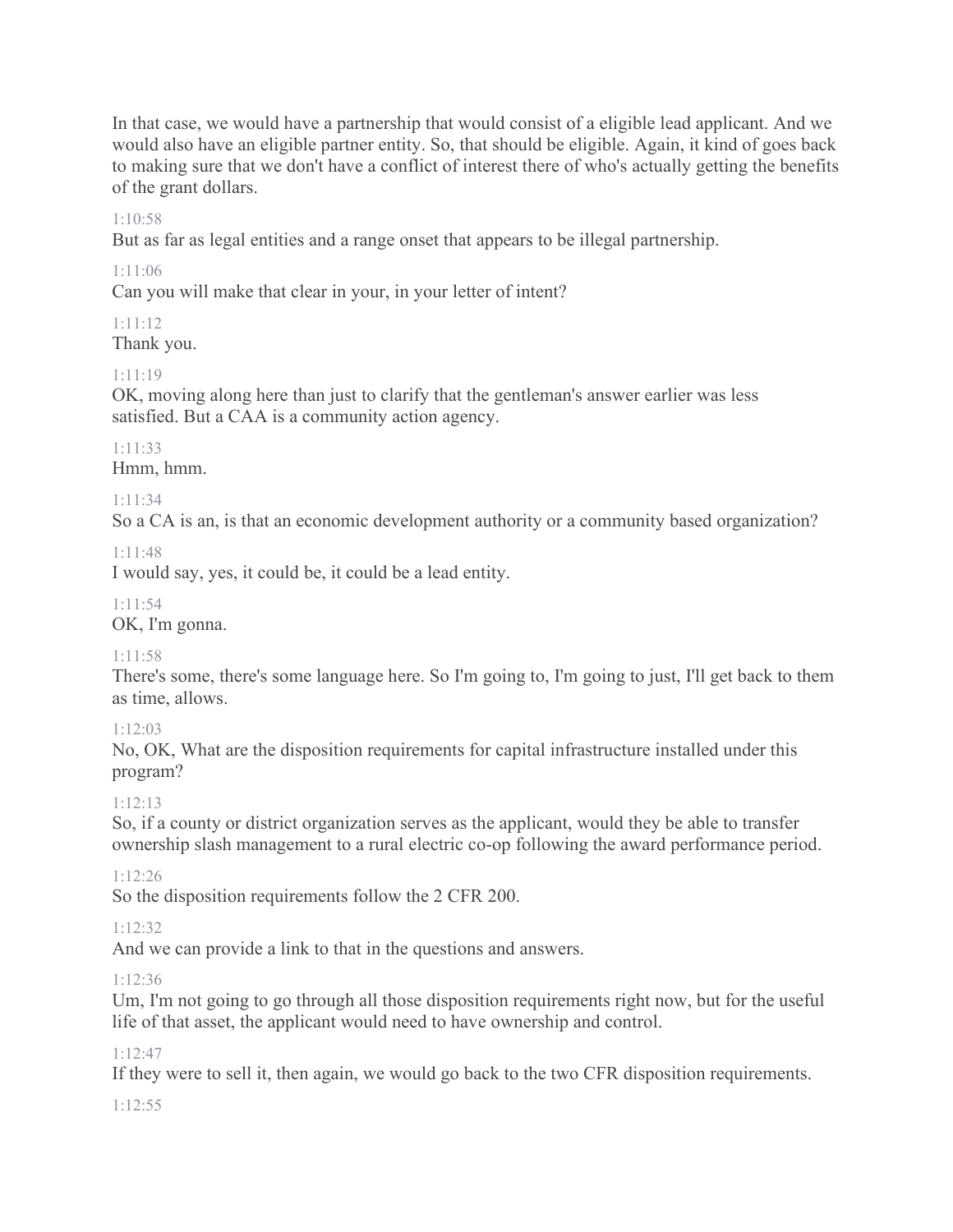In that case, we would have a partnership that would consist of a eligible lead applicant. And we would also have an eligible partner entity. So, that should be eligible. Again, it kind of goes back to making sure that we don't have a conflict of interest there of who's actually getting the benefits of the grant dollars.

1:10:58

But as far as legal entities and a range onset that appears to be illegal partnership.

1:11:06

Can you will make that clear in your, in your letter of intent?

1:11:12

Thank you.

1:11:19

OK, moving along here than just to clarify that the gentleman's answer earlier was less satisfied. But a CAA is a community action agency.

1:11:33

Hmm, hmm.

1:11:34

So a CA is an, is that an economic development authority or a community based organization?

1:11:48

I would say, yes, it could be, it could be a lead entity.

1:11:54

OK, I'm gonna.

1:11:58

There's some, there's some language here. So I'm going to, I'm going to just, I'll get back to them as time, allows.

1:12:03

No, OK, What are the disposition requirements for capital infrastructure installed under this program?

1:12:13

So, if a county or district organization serves as the applicant, would they be able to transfer ownership slash management to a rural electric co-op following the award performance period.

1:12:26

So the disposition requirements follow the 2 CFR 200.

1:12:32

And we can provide a link to that in the questions and answers.

1:12:36

Um, I'm not going to go through all those disposition requirements right now, but for the useful life of that asset, the applicant would need to have ownership and control.

1:12:47

If they were to sell it, then again, we would go back to the two CFR disposition requirements.

1:12:55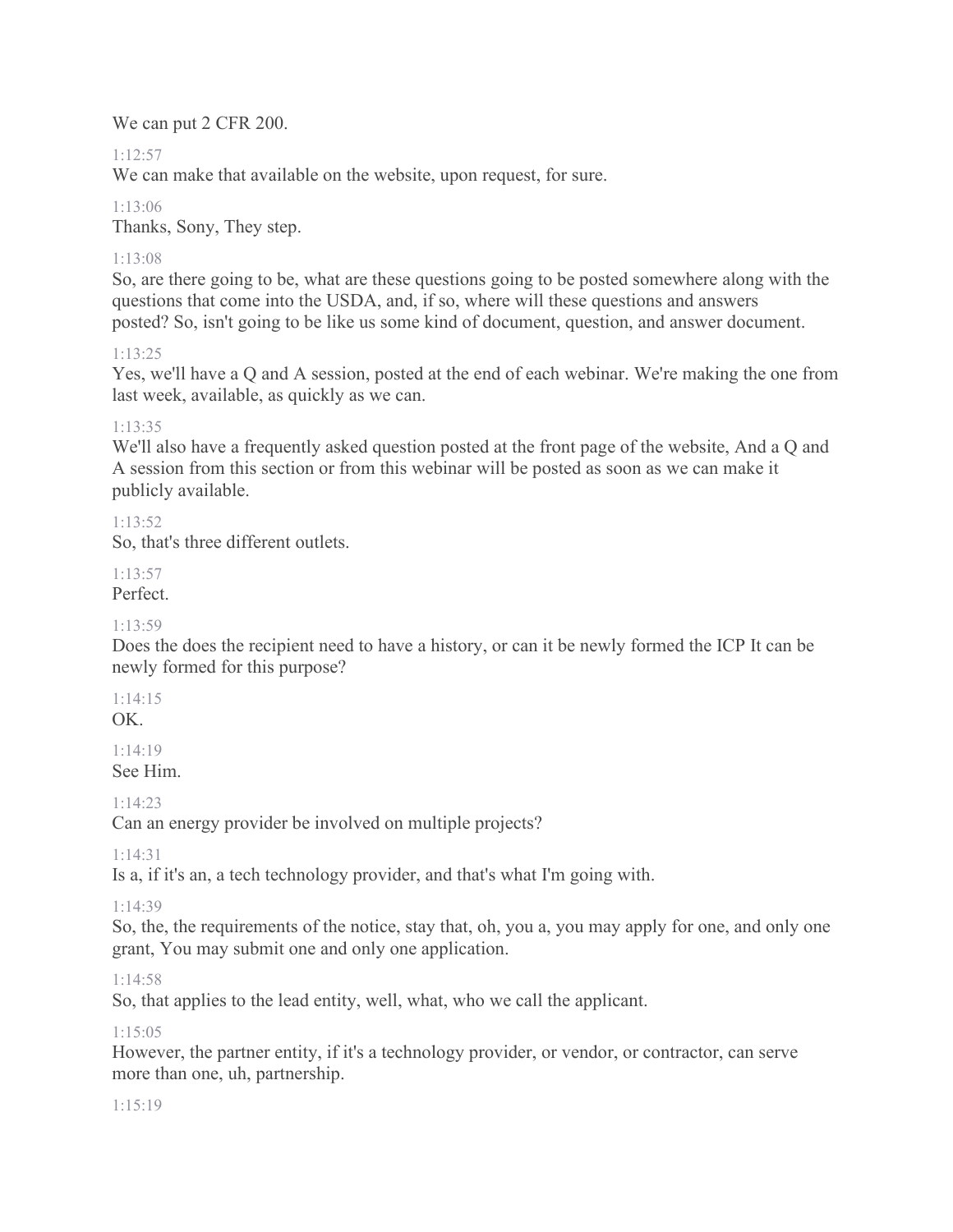We can put 2 CFR 200.

1:12:57
We can make that available on the website, upon request, for sure.

1:13:06
Thanks, Sony, They step.

1:13:08
So, are there going to be, what are these questions going to be posted somewhere along with the questions that come into the USDA, and, if so, where will these questions and answers posted? So, isn't going to be like us some kind of document, question, and answer document.

1:13:25
Yes, we'll have a Q and A session, posted at the end of each webinar. We're making the one from last week, available, as quickly as we can.

1:13:35
We'll also have a frequently asked question posted at the front page of the website, And a Q and A session from this section or from this webinar will be posted as soon as we can make it publicly available.

1:13:52
So, that's three different outlets.

1:13:57
Perfect.

1:13:59
Does the does the recipient need to have a history, or can it be newly formed the ICP It can be newly formed for this purpose?

1:14:15
OK.

1:14:19
See Him.

1:14:23
Can an energy provider be involved on multiple projects?

1:14:31
Is a, if it's an, a tech technology provider, and that's what I'm going with.

1:14:39
So, the, the requirements of the notice, stay that, oh, you a, you may apply for one, and only one grant, You may submit one and only one application.

1:14:58
So, that applies to the lead entity, well, what, who we call the applicant.

1:15:05
However, the partner entity, if it's a technology provider, or vendor, or contractor, can serve more than one, uh, partnership.

1:15:19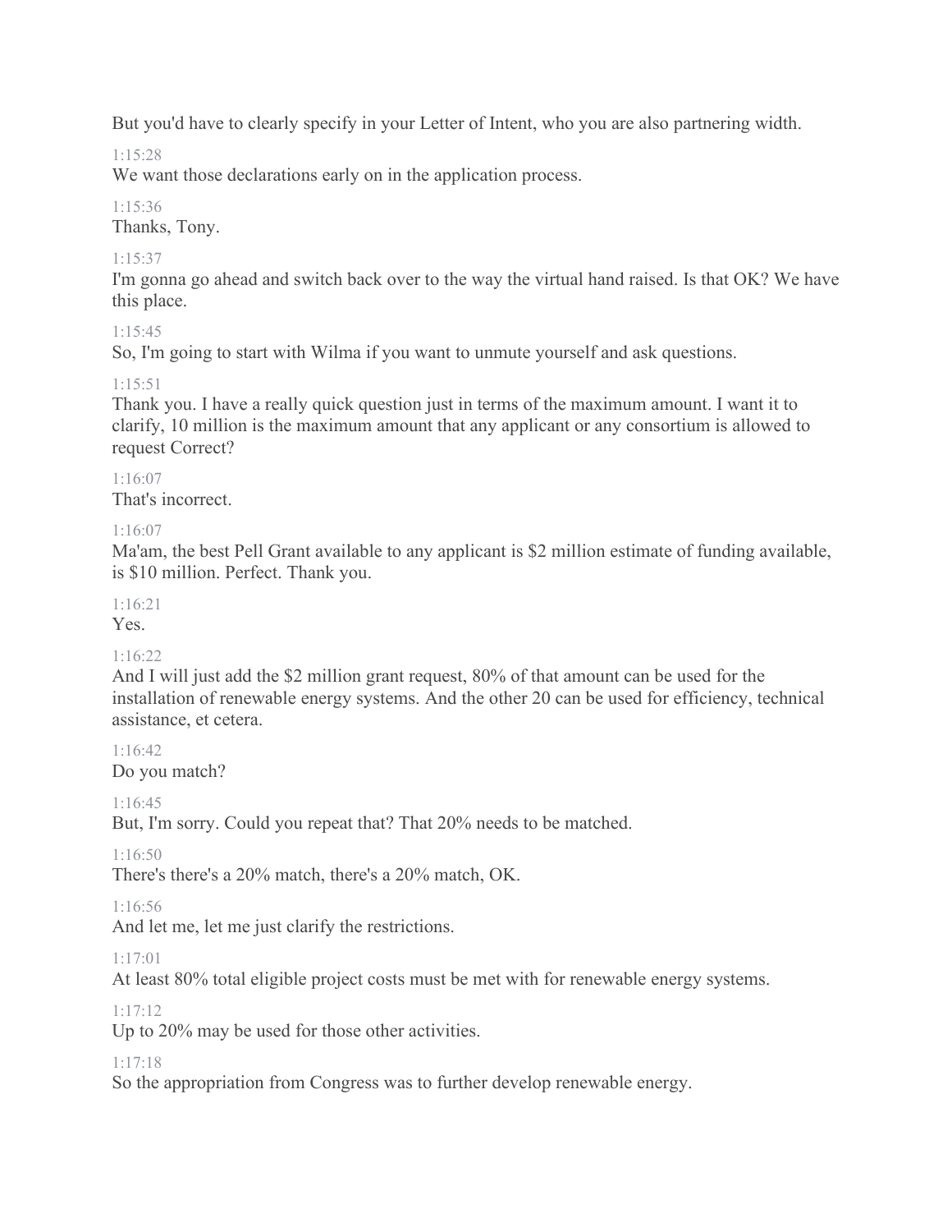But you'd have to clearly specify in your Letter of Intent, who you are also partnering width.

1:15:28

We want those declarations early on in the application process.

1:15:36

Thanks, Tony.

1:15:37

I'm gonna go ahead and switch back over to the way the virtual hand raised. Is that OK? We have this place.

1:15:45

So, I'm going to start with Wilma if you want to unmute yourself and ask questions.

1:15:51

Thank you. I have a really quick question just in terms of the maximum amount. I want it to clarify, 10 million is the maximum amount that any applicant or any consortium is allowed to request Correct?

1:16:07

That's incorrect.

1:16:07

Ma'am, the best Pell Grant available to any applicant is $2 million estimate of funding available, is $10 million. Perfect. Thank you.

1:16:21

Yes.

1:16:22

And I will just add the $2 million grant request, 80% of that amount can be used for the installation of renewable energy systems. And the other 20 can be used for efficiency, technical assistance, et cetera.

1:16:42

Do you match?

1:16:45

But, I'm sorry. Could you repeat that? That 20% needs to be matched.

1:16:50

There's there's a 20% match, there's a 20% match, OK.

1:16:56

And let me, let me just clarify the restrictions.

1:17:01

At least 80% total eligible project costs must be met with for renewable energy systems.

1:17:12

Up to 20% may be used for those other activities.

1:17:18

So the appropriation from Congress was to further develop renewable energy.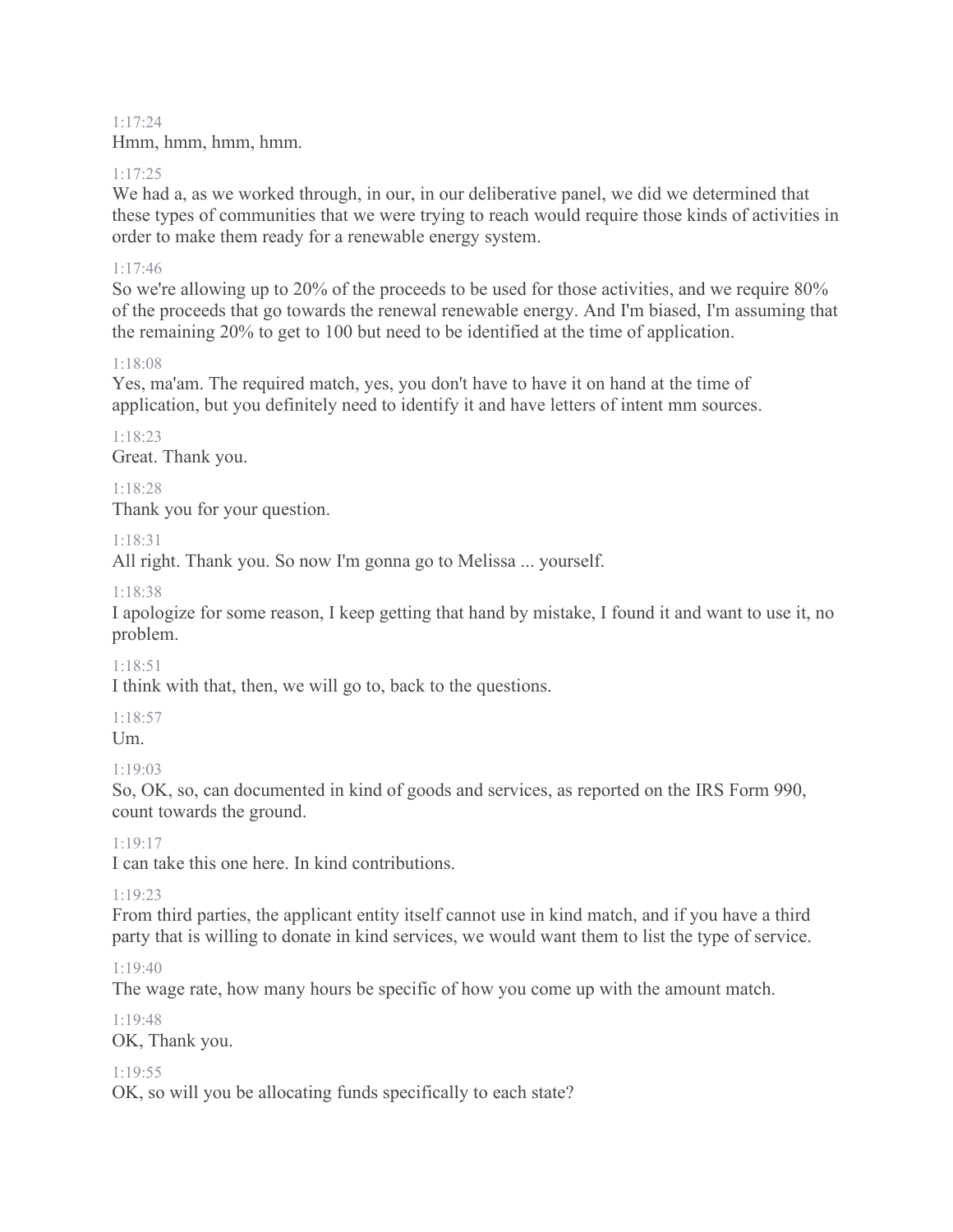1:17:24
Hmm, hmm, hmm, hmm.

1:17:25
We had a, as we worked through, in our, in our deliberative panel, we did we determined that these types of communities that we were trying to reach would require those kinds of activities in order to make them ready for a renewable energy system.

1:17:46
So we're allowing up to 20% of the proceeds to be used for those activities, and we require 80% of the proceeds that go towards the renewal renewable energy. And I'm biased, I'm assuming that the remaining 20% to get to 100 but need to be identified at the time of application.

1:18:08
Yes, ma'am. The required match, yes, you don't have to have it on hand at the time of application, but you definitely need to identify it and have letters of intent mm sources.

1:18:23
Great. Thank you.

1:18:28
Thank you for your question.

1:18:31
All right. Thank you. So now I'm gonna go to Melissa ... yourself.

1:18:38
I apologize for some reason, I keep getting that hand by mistake, I found it and want to use it, no problem.

1:18:51
I think with that, then, we will go to, back to the questions.

1:18:57
Um.

1:19:03
So, OK, so, can documented in kind of goods and services, as reported on the IRS Form 990, count towards the ground.

1:19:17
I can take this one here. In kind contributions.

1:19:23
From third parties, the applicant entity itself cannot use in kind match, and if you have a third party that is willing to donate in kind services, we would want them to list the type of service.

1:19:40
The wage rate, how many hours be specific of how you come up with the amount match.

1:19:48
OK, Thank you.

1:19:55
OK, so will you be allocating funds specifically to each state?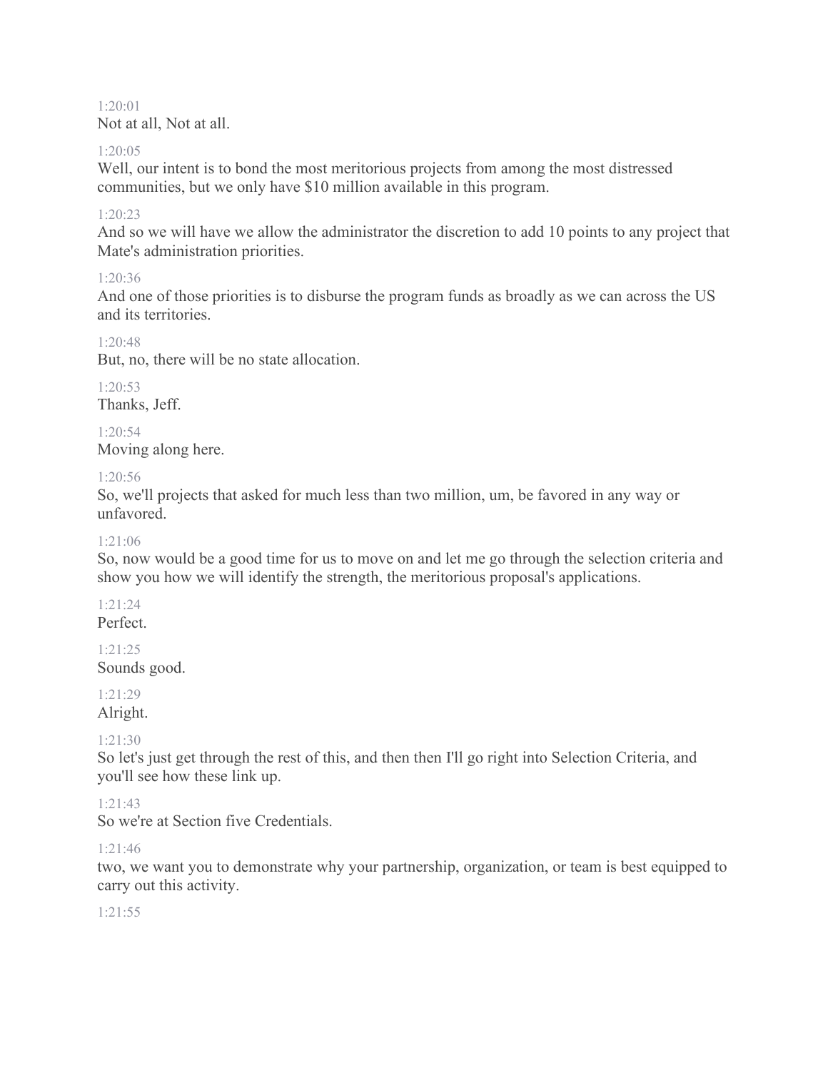1:20:01
Not at all, Not at all.

1:20:05
Well, our intent is to bond the most meritorious projects from among the most distressed communities, but we only have $10 million available in this program.

1:20:23
And so we will have we allow the administrator the discretion to add 10 points to any project that Mate's administration priorities.

1:20:36
And one of those priorities is to disburse the program funds as broadly as we can across the US and its territories.

1:20:48
But, no, there will be no state allocation.

1:20:53
Thanks, Jeff.

1:20:54
Moving along here.

1:20:56
So, we'll projects that asked for much less than two million, um, be favored in any way or unfavored.

1:21:06
So, now would be a good time for us to move on and let me go through the selection criteria and show you how we will identify the strength, the meritorious proposal's applications.

1:21:24
Perfect.

1:21:25
Sounds good.

1:21:29
Alright.

1:21:30
So let's just get through the rest of this, and then then I'll go right into Selection Criteria, and you'll see how these link up.

1:21:43
So we're at Section five Credentials.

1:21:46
two, we want you to demonstrate why your partnership, organization, or team is best equipped to carry out this activity.

1:21:55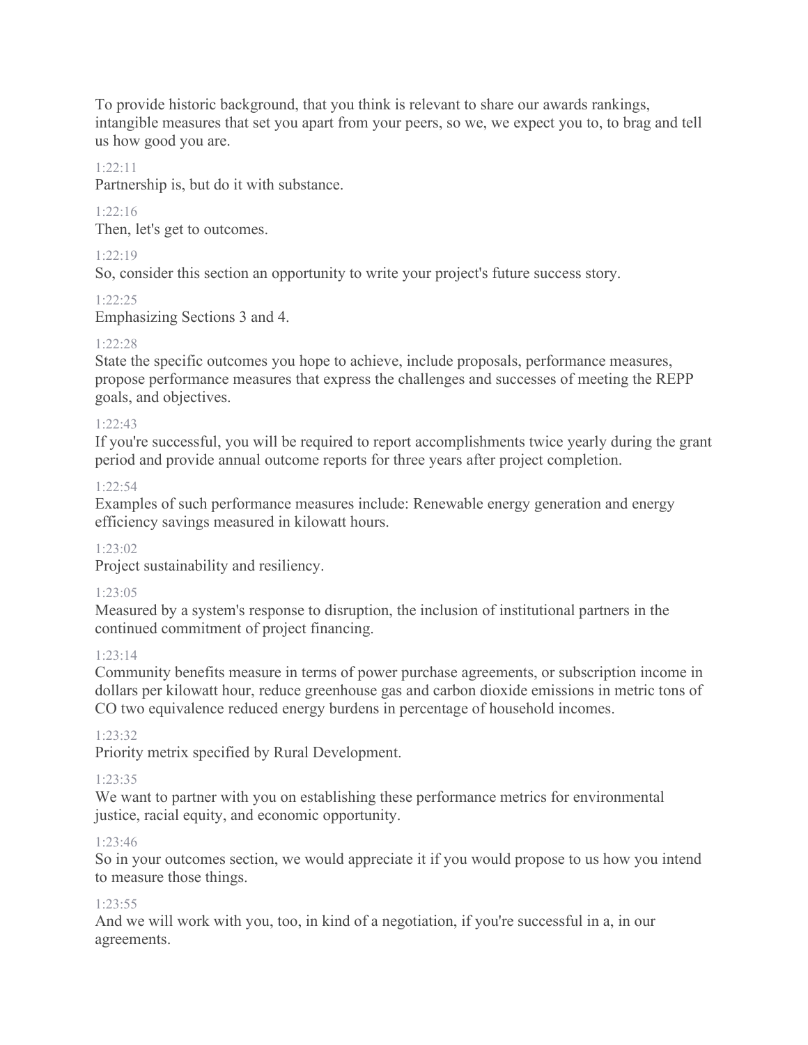To provide historic background, that you think is relevant to share our awards rankings, intangible measures that set you apart from your peers, so we, we expect you to, to brag and tell us how good you are.

1:22:11

Partnership is, but do it with substance.

1:22:16

Then, let's get to outcomes.

1:22:19

So, consider this section an opportunity to write your project's future success story.

1:22:25

Emphasizing Sections 3 and 4.

1:22:28

State the specific outcomes you hope to achieve, include proposals, performance measures, propose performance measures that express the challenges and successes of meeting the REPP goals, and objectives.

1:22:43

If you're successful, you will be required to report accomplishments twice yearly during the grant period and provide annual outcome reports for three years after project completion.

1:22:54

Examples of such performance measures include: Renewable energy generation and energy efficiency savings measured in kilowatt hours.

1:23:02

Project sustainability and resiliency.

1:23:05

Measured by a system's response to disruption, the inclusion of institutional partners in the continued commitment of project financing.

1:23:14

Community benefits measure in terms of power purchase agreements, or subscription income in dollars per kilowatt hour, reduce greenhouse gas and carbon dioxide emissions in metric tons of CO two equivalence reduced energy burdens in percentage of household incomes.

1:23:32

Priority metrix specified by Rural Development.

1:23:35

We want to partner with you on establishing these performance metrics for environmental justice, racial equity, and economic opportunity.

1:23:46

So in your outcomes section, we would appreciate it if you would propose to us how you intend to measure those things.

1:23:55

And we will work with you, too, in kind of a negotiation, if you're successful in a, in our agreements.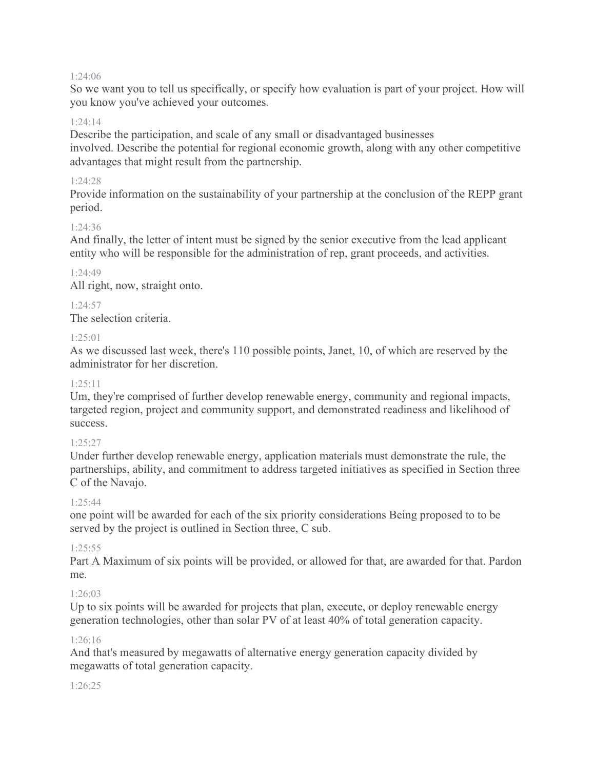1:24:06

So we want you to tell us specifically, or specify how evaluation is part of your project. How will you know you've achieved your outcomes.

1:24:14

Describe the participation, and scale of any small or disadvantaged businesses involved. Describe the potential for regional economic growth, along with any other competitive advantages that might result from the partnership.

1:24:28

Provide information on the sustainability of your partnership at the conclusion of the REPP grant period.

1:24:36

And finally, the letter of intent must be signed by the senior executive from the lead applicant entity who will be responsible for the administration of rep, grant proceeds, and activities.

1:24:49

All right, now, straight onto.

1:24:57

The selection criteria.

1:25:01

As we discussed last week, there's 110 possible points, Janet, 10, of which are reserved by the administrator for her discretion.

1:25:11

Um, they're comprised of further develop renewable energy, community and regional impacts, targeted region, project and community support, and demonstrated readiness and likelihood of success.

1:25:27

Under further develop renewable energy, application materials must demonstrate the rule, the partnerships, ability, and commitment to address targeted initiatives as specified in Section three C of the Navajo.

1:25:44

one point will be awarded for each of the six priority considerations Being proposed to to be served by the project is outlined in Section three, C sub.

1:25:55

Part A Maximum of six points will be provided, or allowed for that, are awarded for that. Pardon me.

1:26:03

Up to six points will be awarded for projects that plan, execute, or deploy renewable energy generation technologies, other than solar PV of at least 40% of total generation capacity.

1:26:16

And that's measured by megawatts of alternative energy generation capacity divided by megawatts of total generation capacity.

1:26:25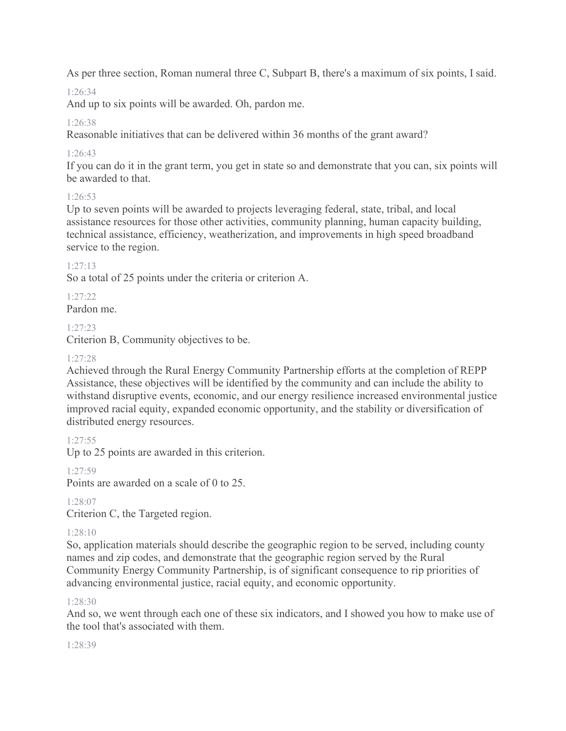As per three section, Roman numeral three C, Subpart B, there's a maximum of six points, I said.

1:26:34

And up to six points will be awarded. Oh, pardon me.

1:26:38

Reasonable initiatives that can be delivered within 36 months of the grant award?

1:26:43

If you can do it in the grant term, you get in state so and demonstrate that you can, six points will be awarded to that.

1:26:53

Up to seven points will be awarded to projects leveraging federal, state, tribal, and local assistance resources for those other activities, community planning, human capacity building, technical assistance, efficiency, weatherization, and improvements in high speed broadband service to the region.

1:27:13

So a total of 25 points under the criteria or criterion A.

1:27:22

Pardon me.

1:27:23

Criterion B, Community objectives to be.

1:27:28

Achieved through the Rural Energy Community Partnership efforts at the completion of REPP Assistance, these objectives will be identified by the community and can include the ability to withstand disruptive events, economic, and our energy resilience increased environmental justice improved racial equity, expanded economic opportunity, and the stability or diversification of distributed energy resources.

1:27:55

Up to 25 points are awarded in this criterion.

1:27:59

Points are awarded on a scale of 0 to 25.

1:28:07

Criterion C, the Targeted region.

1:28:10

So, application materials should describe the geographic region to be served, including county names and zip codes, and demonstrate that the geographic region served by the Rural Community Energy Community Partnership, is of significant consequence to rip priorities of advancing environmental justice, racial equity, and economic opportunity.

1:28:30

And so, we went through each one of these six indicators, and I showed you how to make use of the tool that's associated with them.

1:28:39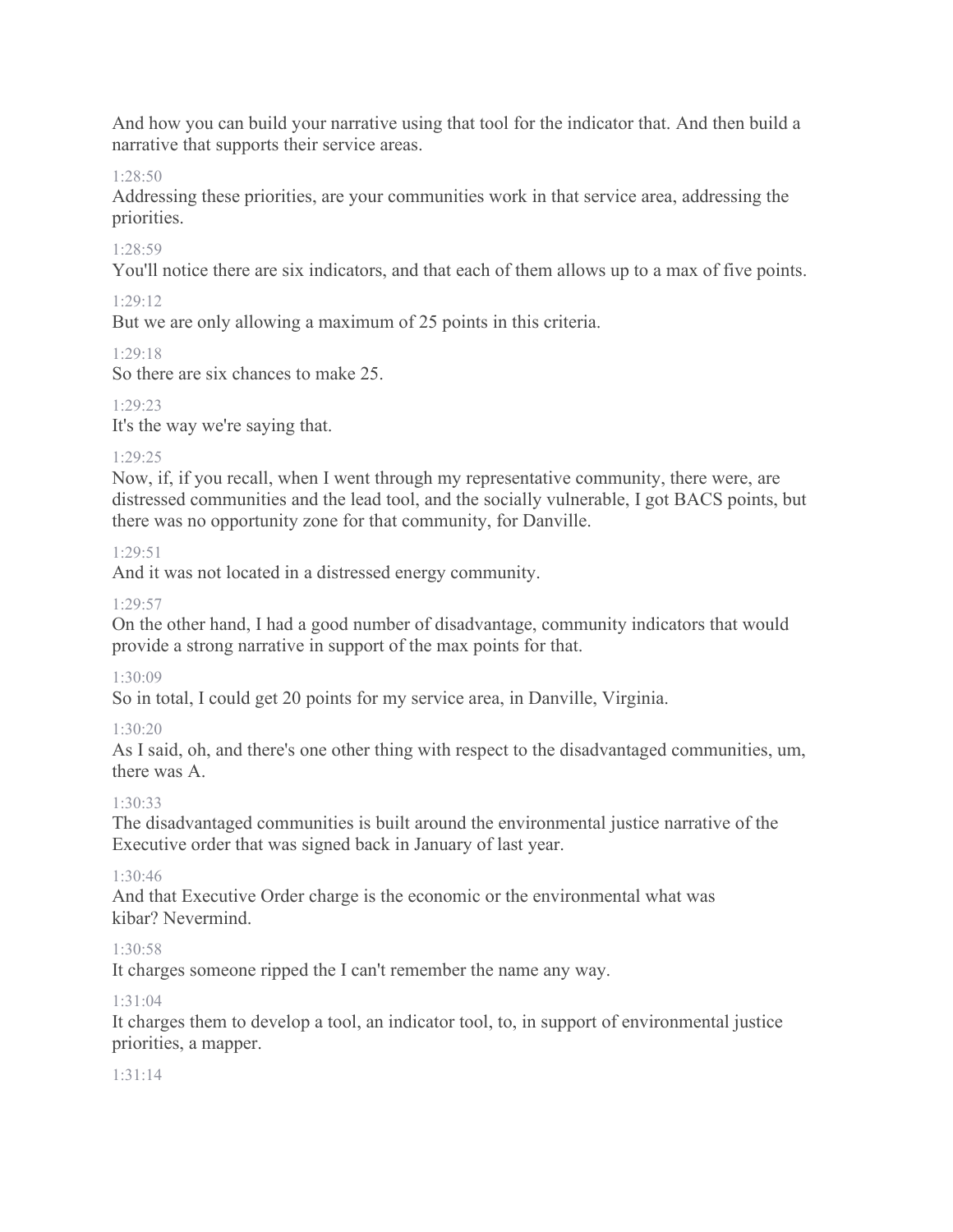And how you can build your narrative using that tool for the indicator that. And then build a narrative that supports their service areas.

1:28:50

Addressing these priorities, are your communities work in that service area, addressing the priorities.

1:28:59

You'll notice there are six indicators, and that each of them allows up to a max of five points.

1:29:12

But we are only allowing a maximum of 25 points in this criteria.

1:29:18

So there are six chances to make 25.

1:29:23

It's the way we're saying that.

1:29:25

Now, if, if you recall, when I went through my representative community, there were, are distressed communities and the lead tool, and the socially vulnerable, I got BACS points, but there was no opportunity zone for that community, for Danville.

1:29:51

And it was not located in a distressed energy community.

1:29:57

On the other hand, I had a good number of disadvantage, community indicators that would provide a strong narrative in support of the max points for that.

1:30:09

So in total, I could get 20 points for my service area, in Danville, Virginia.

1:30:20

As I said, oh, and there's one other thing with respect to the disadvantaged communities, um, there was A.

1:30:33

The disadvantaged communities is built around the environmental justice narrative of the Executive order that was signed back in January of last year.

1:30:46

And that Executive Order charge is the economic or the environmental what was kibar? Nevermind.

1:30:58

It charges someone ripped the I can't remember the name any way.

1:31:04

It charges them to develop a tool, an indicator tool, to, in support of environmental justice priorities, a mapper.

1:31:14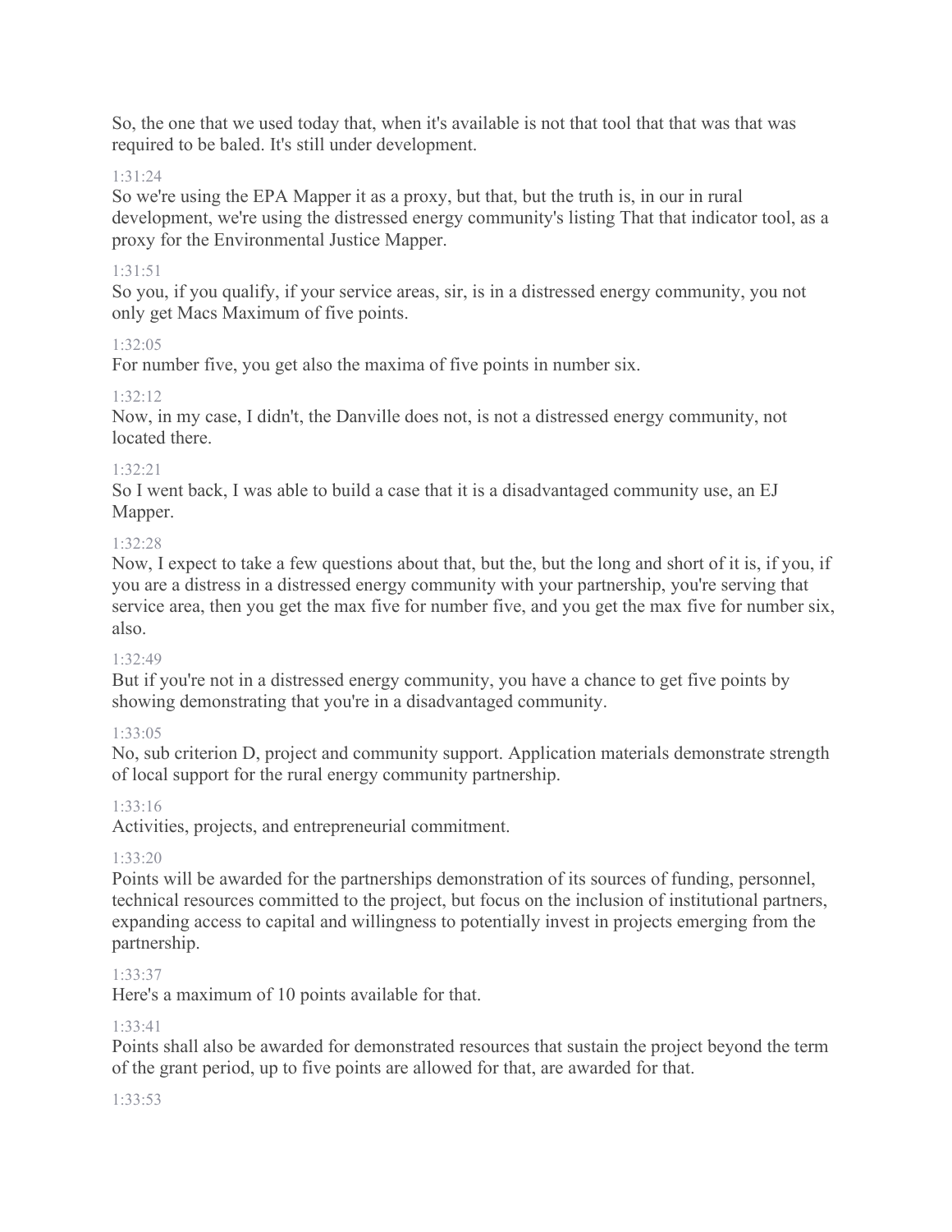So, the one that we used today that, when it's available is not that tool that that was that was required to be baled. It's still under development.

1:31:24

So we're using the EPA Mapper it as a proxy, but that, but the truth is, in our in rural development, we're using the distressed energy community's listing That that indicator tool, as a proxy for the Environmental Justice Mapper.

1:31:51

So you, if you qualify, if your service areas, sir, is in a distressed energy community, you not only get Macs Maximum of five points.

1:32:05

For number five, you get also the maxima of five points in number six.

1:32:12

Now, in my case, I didn't, the Danville does not, is not a distressed energy community, not located there.

1:32:21

So I went back, I was able to build a case that it is a disadvantaged community use, an EJ Mapper.

1:32:28

Now, I expect to take a few questions about that, but the, but the long and short of it is, if you, if you are a distress in a distressed energy community with your partnership, you're serving that service area, then you get the max five for number five, and you get the max five for number six, also.

1:32:49

But if you're not in a distressed energy community, you have a chance to get five points by showing demonstrating that you're in a disadvantaged community.

1:33:05

No, sub criterion D, project and community support. Application materials demonstrate strength of local support for the rural energy community partnership.

1:33:16

Activities, projects, and entrepreneurial commitment.

1:33:20

Points will be awarded for the partnerships demonstration of its sources of funding, personnel, technical resources committed to the project, but focus on the inclusion of institutional partners, expanding access to capital and willingness to potentially invest in projects emerging from the partnership.

1:33:37

Here's a maximum of 10 points available for that.

1:33:41

Points shall also be awarded for demonstrated resources that sustain the project beyond the term of the grant period, up to five points are allowed for that, are awarded for that.

1:33:53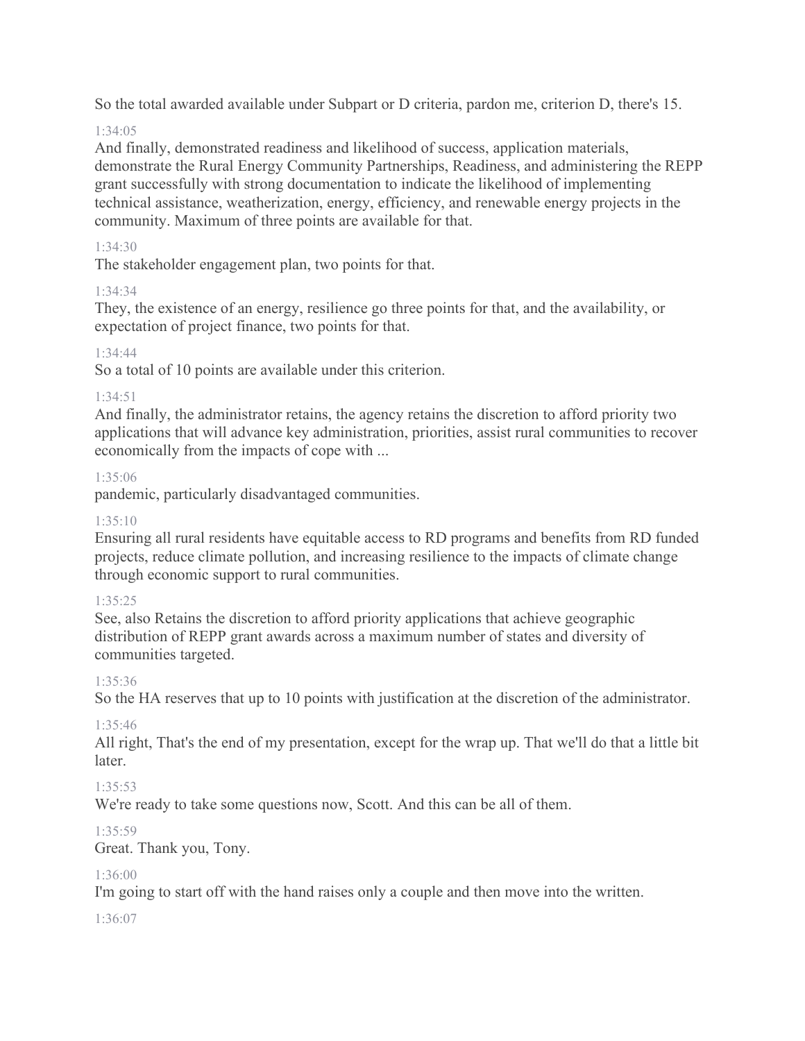So the total awarded available under Subpart or D criteria, pardon me, criterion D, there's 15.

1:34:05

And finally, demonstrated readiness and likelihood of success, application materials, demonstrate the Rural Energy Community Partnerships, Readiness, and administering the REPP grant successfully with strong documentation to indicate the likelihood of implementing technical assistance, weatherization, energy, efficiency, and renewable energy projects in the community. Maximum of three points are available for that.

1:34:30

The stakeholder engagement plan, two points for that.

1:34:34

They, the existence of an energy, resilience go three points for that, and the availability, or expectation of project finance, two points for that.

1:34:44

So a total of 10 points are available under this criterion.

1:34:51

And finally, the administrator retains, the agency retains the discretion to afford priority two applications that will advance key administration, priorities, assist rural communities to recover economically from the impacts of cope with ...

1:35:06

pandemic, particularly disadvantaged communities.

1:35:10

Ensuring all rural residents have equitable access to RD programs and benefits from RD funded projects, reduce climate pollution, and increasing resilience to the impacts of climate change through economic support to rural communities.

1:35:25

See, also Retains the discretion to afford priority applications that achieve geographic distribution of REPP grant awards across a maximum number of states and diversity of communities targeted.

1:35:36

So the HA reserves that up to 10 points with justification at the discretion of the administrator.

1:35:46

All right, That's the end of my presentation, except for the wrap up. That we'll do that a little bit later.

1:35:53

We're ready to take some questions now, Scott. And this can be all of them.

1:35:59

Great. Thank you, Tony.

1:36:00

I'm going to start off with the hand raises only a couple and then move into the written.

1:36:07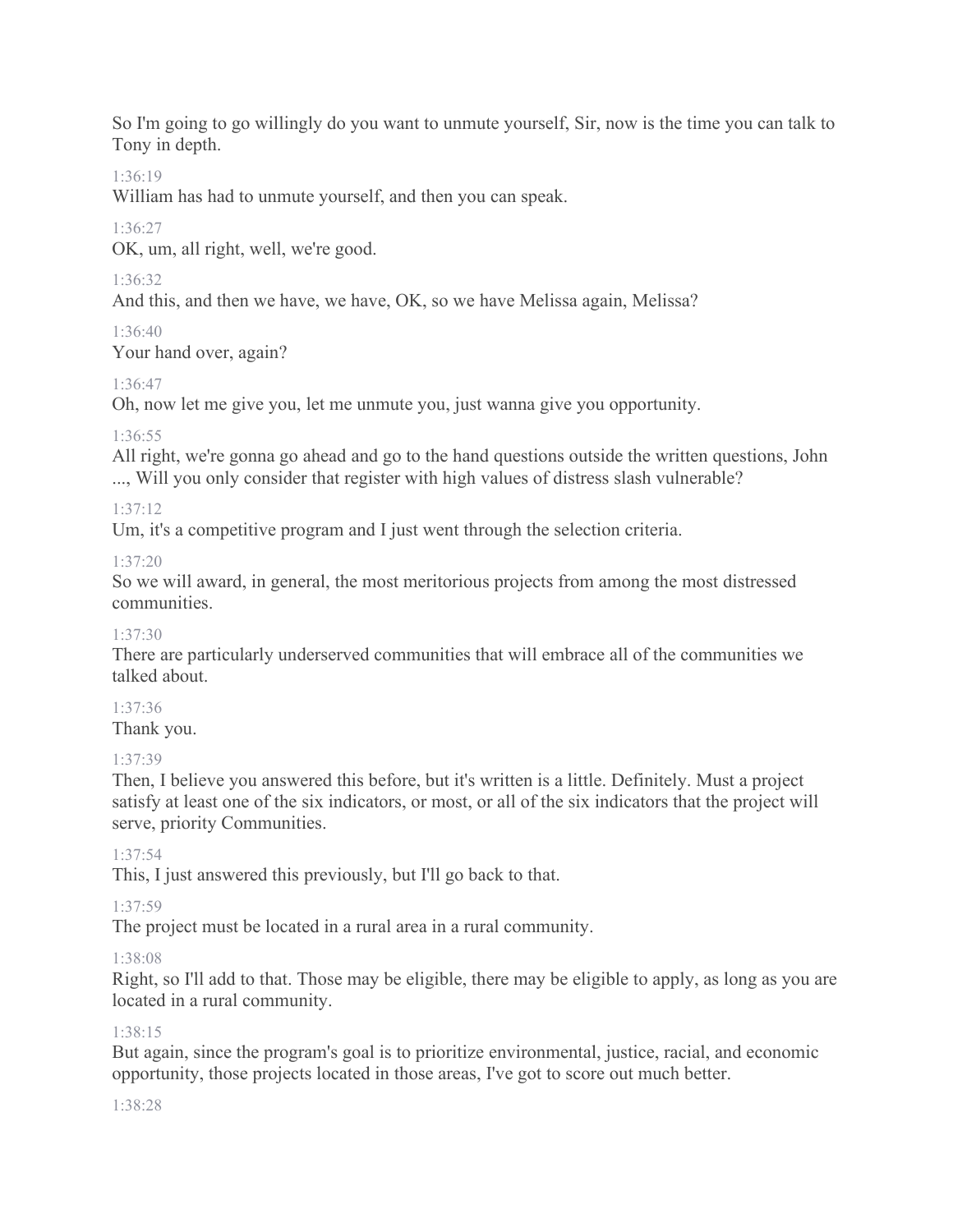So I'm going to go willingly do you want to unmute yourself, Sir, now is the time you can talk to Tony in depth.

1:36:19

William has had to unmute yourself, and then you can speak.

1:36:27

OK, um, all right, well, we're good.

1:36:32

And this, and then we have, we have, OK, so we have Melissa again, Melissa?

1:36:40

Your hand over, again?

1:36:47

Oh, now let me give you, let me unmute you, just wanna give you opportunity.

1:36:55

All right, we're gonna go ahead and go to the hand questions outside the written questions, John ..., Will you only consider that register with high values of distress slash vulnerable?

1:37:12

Um, it's a competitive program and I just went through the selection criteria.

1:37:20

So we will award, in general, the most meritorious projects from among the most distressed communities.

1:37:30

There are particularly underserved communities that will embrace all of the communities we talked about.

1:37:36

Thank you.

1:37:39

Then, I believe you answered this before, but it's written is a little. Definitely. Must a project satisfy at least one of the six indicators, or most, or all of the six indicators that the project will serve, priority Communities.

1:37:54

This, I just answered this previously, but I'll go back to that.

1:37:59

The project must be located in a rural area in a rural community.

1:38:08

Right, so I'll add to that. Those may be eligible, there may be eligible to apply, as long as you are located in a rural community.

1:38:15

But again, since the program's goal is to prioritize environmental, justice, racial, and economic opportunity, those projects located in those areas, I've got to score out much better.

1:38:28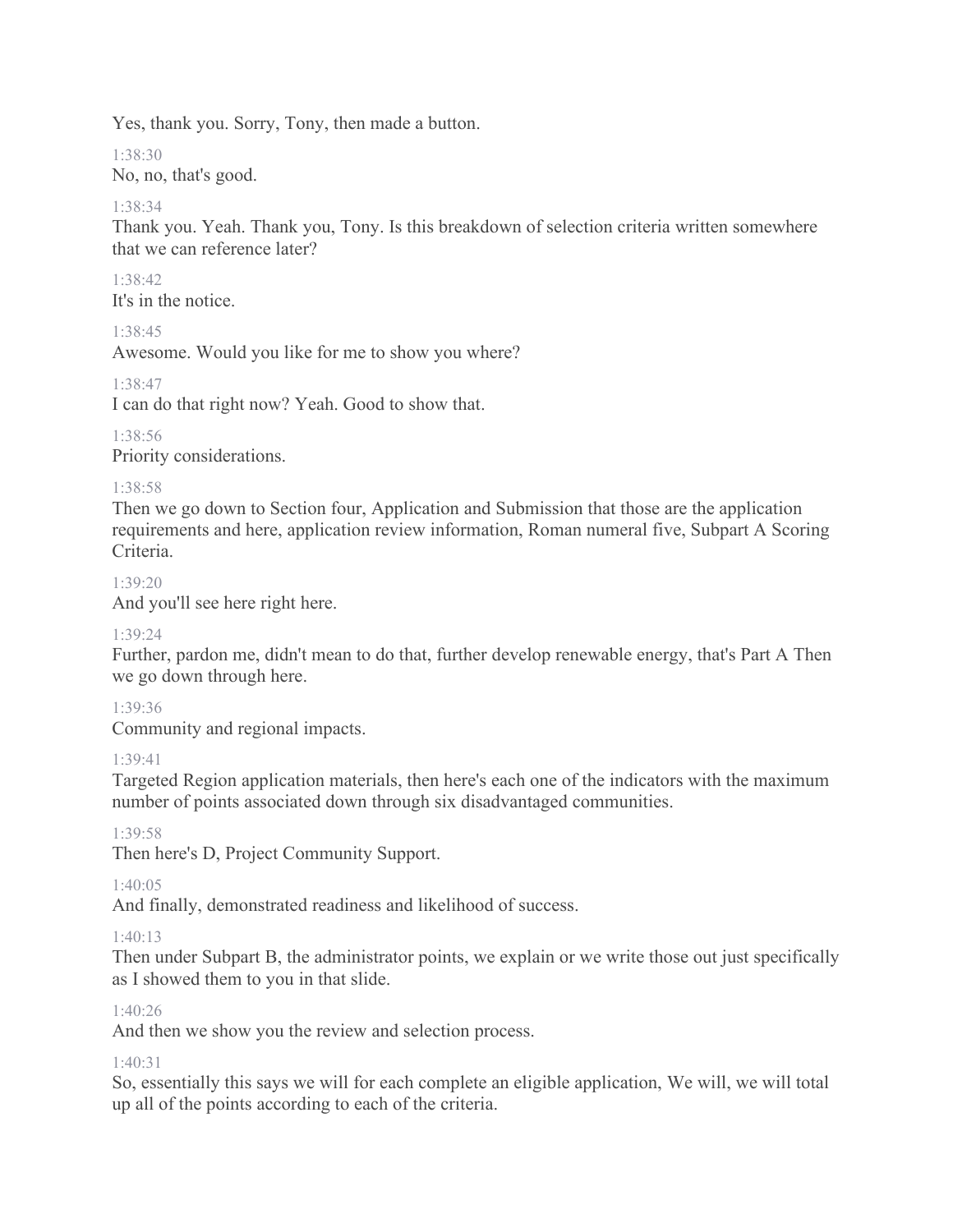Yes, thank you. Sorry, Tony, then made a button.

1:38:30

No, no, that's good.

1:38:34

Thank you. Yeah. Thank you, Tony. Is this breakdown of selection criteria written somewhere that we can reference later?

1:38:42

It's in the notice.

1:38:45

Awesome. Would you like for me to show you where?

1:38:47

I can do that right now? Yeah. Good to show that.

1:38:56

Priority considerations.

1:38:58

Then we go down to Section four, Application and Submission that those are the application requirements and here, application review information, Roman numeral five, Subpart A Scoring Criteria.

1:39:20

And you'll see here right here.

1:39:24

Further, pardon me, didn't mean to do that, further develop renewable energy, that's Part A Then we go down through here.

1:39:36

Community and regional impacts.

1:39:41

Targeted Region application materials, then here's each one of the indicators with the maximum number of points associated down through six disadvantaged communities.

1:39:58

Then here's D, Project Community Support.

1:40:05

And finally, demonstrated readiness and likelihood of success.

1:40:13

Then under Subpart B, the administrator points, we explain or we write those out just specifically as I showed them to you in that slide.

1:40:26

And then we show you the review and selection process.

1:40:31

So, essentially this says we will for each complete an eligible application, We will, we will total up all of the points according to each of the criteria.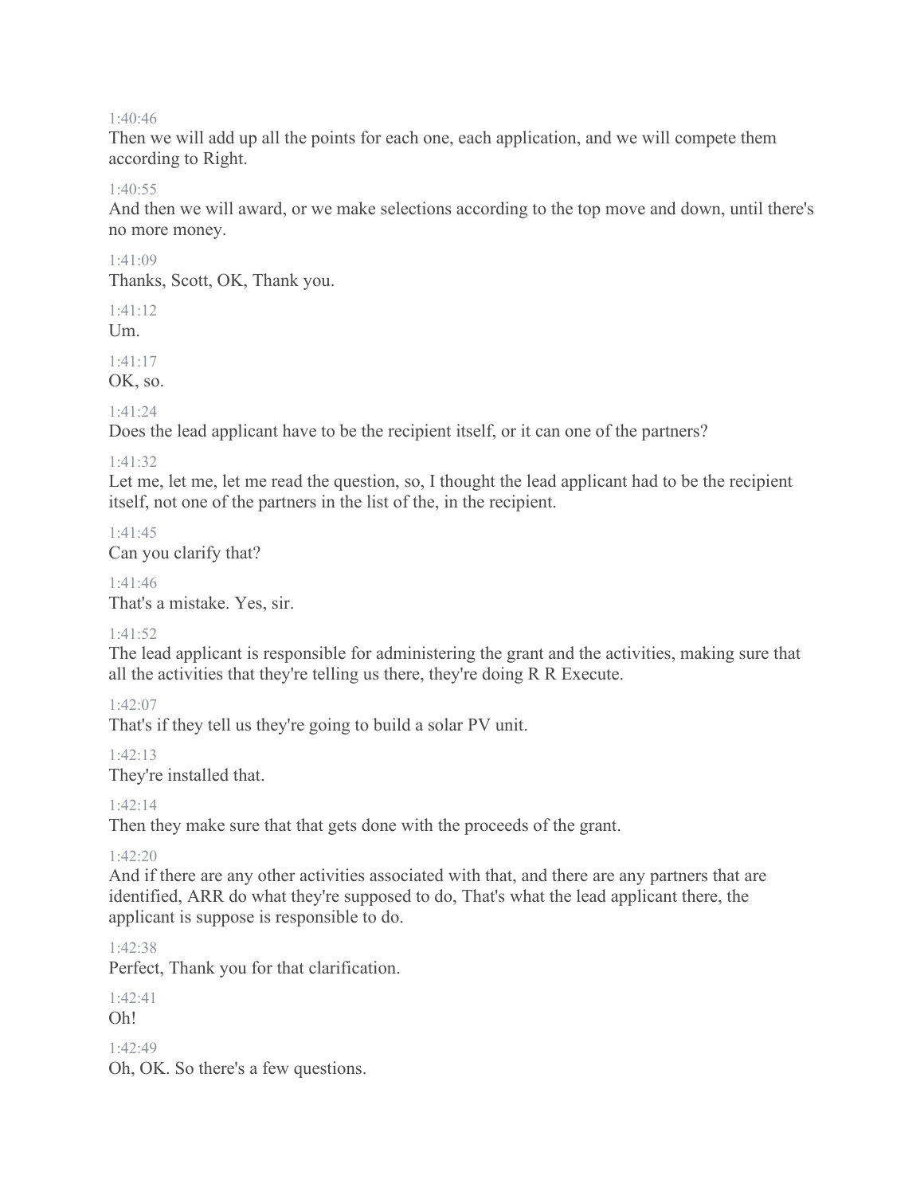1:40:46
Then we will add up all the points for each one, each application, and we will compete them according to Right.

1:40:55
And then we will award, or we make selections according to the top move and down, until there's no more money.

1:41:09
Thanks, Scott, OK, Thank you.

1:41:12
Um.

1:41:17
OK, so.

1:41:24
Does the lead applicant have to be the recipient itself, or it can one of the partners?

1:41:32
Let me, let me, let me read the question, so, I thought the lead applicant had to be the recipient itself, not one of the partners in the list of the, in the recipient.

1:41:45
Can you clarify that?

1:41:46
That's a mistake. Yes, sir.

1:41:52
The lead applicant is responsible for administering the grant and the activities, making sure that all the activities that they're telling us there, they're doing R R Execute.

1:42:07
That's if they tell us they're going to build a solar PV unit.

1:42:13
They're installed that.

1:42:14
Then they make sure that that gets done with the proceeds of the grant.

1:42:20
And if there are any other activities associated with that, and there are any partners that are identified, ARR do what they're supposed to do, That's what the lead applicant there, the applicant is suppose is responsible to do.

1:42:38
Perfect, Thank you for that clarification.

1:42:41
Oh!

1:42:49
Oh, OK. So there's a few questions.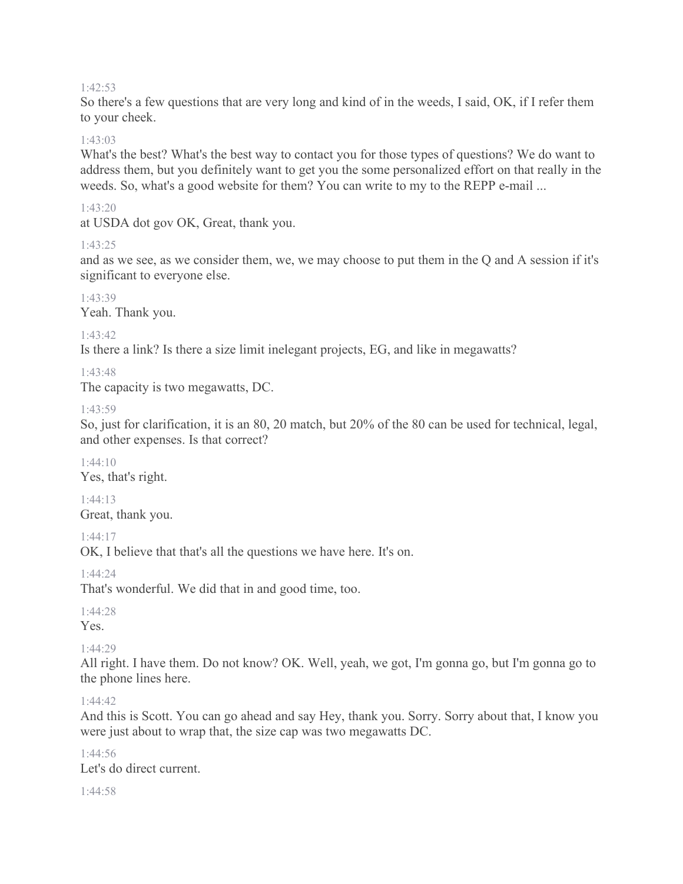1:42:53
So there's a few questions that are very long and kind of in the weeds, I said, OK, if I refer them to your cheek.

1:43:03
What's the best? What's the best way to contact you for those types of questions? We do want to address them, but you definitely want to get you the some personalized effort on that really in the weeds. So, what's a good website for them? You can write to my to the REPP e-mail ...

1:43:20
at USDA dot gov OK, Great, thank you.

1:43:25
and as we see, as we consider them, we, we may choose to put them in the Q and A session if it's significant to everyone else.

1:43:39
Yeah. Thank you.

1:43:42
Is there a link? Is there a size limit inelegant projects, EG, and like in megawatts?

1:43:48
The capacity is two megawatts, DC.

1:43:59
So, just for clarification, it is an 80, 20 match, but 20% of the 80 can be used for technical, legal, and other expenses. Is that correct?

1:44:10
Yes, that's right.

1:44:13
Great, thank you.

1:44:17
OK, I believe that that's all the questions we have here. It's on.

1:44:24
That's wonderful. We did that in and good time, too.

1:44:28
Yes.

1:44:29
All right. I have them. Do not know? OK. Well, yeah, we got, I'm gonna go, but I'm gonna go to the phone lines here.

1:44:42
And this is Scott. You can go ahead and say Hey, thank you. Sorry. Sorry about that, I know you were just about to wrap that, the size cap was two megawatts DC.

1:44:56
Let's do direct current.

1:44:58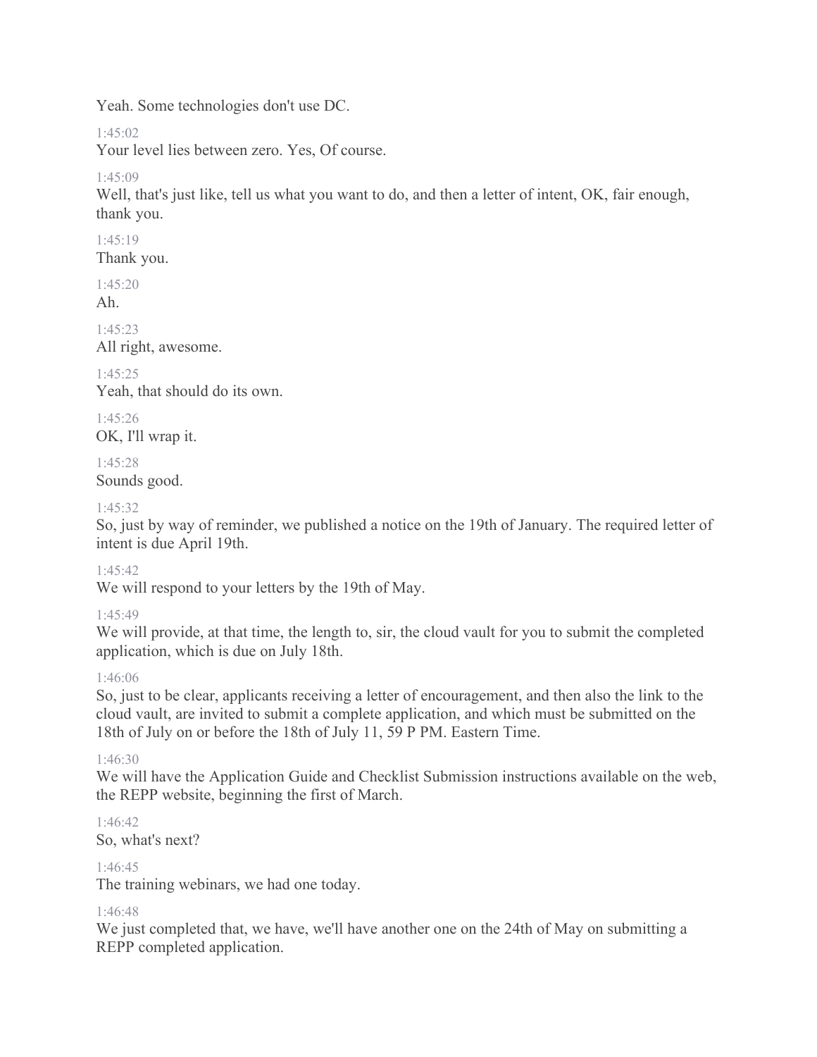Yeah. Some technologies don't use DC.

1:45:02

Your level lies between zero. Yes, Of course.

1:45:09

Well, that's just like, tell us what you want to do, and then a letter of intent, OK, fair enough, thank you.

1:45:19

Thank you.

1:45:20

Ah.

1:45:23

All right, awesome.

1:45:25

Yeah, that should do its own.

1:45:26

OK, I'll wrap it.

1:45:28

Sounds good.

1:45:32

So, just by way of reminder, we published a notice on the 19th of January. The required letter of intent is due April 19th.

1:45:42

We will respond to your letters by the 19th of May.

1:45:49

We will provide, at that time, the length to, sir, the cloud vault for you to submit the completed application, which is due on July 18th.

1:46:06

So, just to be clear, applicants receiving a letter of encouragement, and then also the link to the cloud vault, are invited to submit a complete application, and which must be submitted on the 18th of July on or before the 18th of July 11, 59 P PM. Eastern Time.

1:46:30

We will have the Application Guide and Checklist Submission instructions available on the web, the REPP website, beginning the first of March.

1:46:42

So, what's next?

1:46:45

The training webinars, we had one today.

1:46:48

We just completed that, we have, we'll have another one on the 24th of May on submitting a REPP completed application.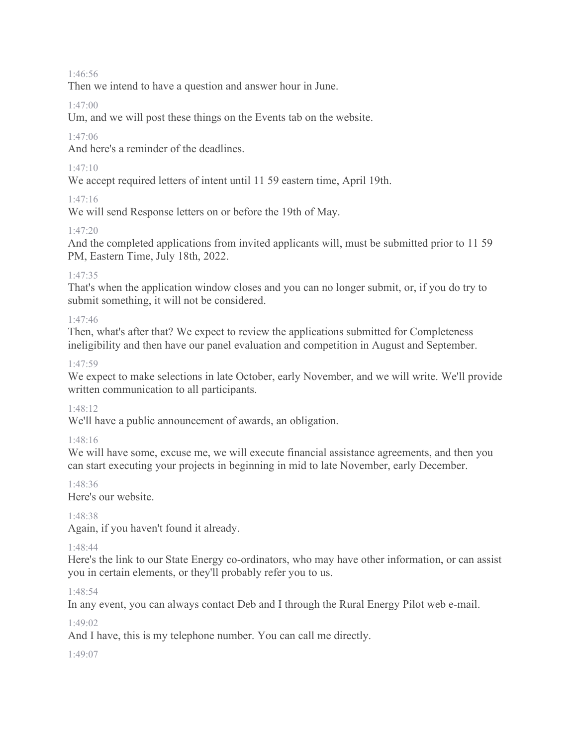1:46:56

Then we intend to have a question and answer hour in June.

1:47:00

Um, and we will post these things on the Events tab on the website.

1:47:06

And here's a reminder of the deadlines.

1:47:10

We accept required letters of intent until 11 59 eastern time, April 19th.

1:47:16

We will send Response letters on or before the 19th of May.

1:47:20

And the completed applications from invited applicants will, must be submitted prior to 11 59 PM, Eastern Time, July 18th, 2022.

1:47:35

That's when the application window closes and you can no longer submit, or, if you do try to submit something, it will not be considered.

1:47:46

Then, what's after that? We expect to review the applications submitted for Completeness ineligibility and then have our panel evaluation and competition in August and September.

1:47:59

We expect to make selections in late October, early November, and we will write. We'll provide written communication to all participants.

1:48:12

We'll have a public announcement of awards, an obligation.

1:48:16

We will have some, excuse me, we will execute financial assistance agreements, and then you can start executing your projects in beginning in mid to late November, early December.

1:48:36

Here's our website.

1:48:38

Again, if you haven't found it already.

1:48:44

Here's the link to our State Energy co-ordinators, who may have other information, or can assist you in certain elements, or they'll probably refer you to us.

1:48:54

In any event, you can always contact Deb and I through the Rural Energy Pilot web e-mail.

1:49:02

And I have, this is my telephone number. You can call me directly.

1:49:07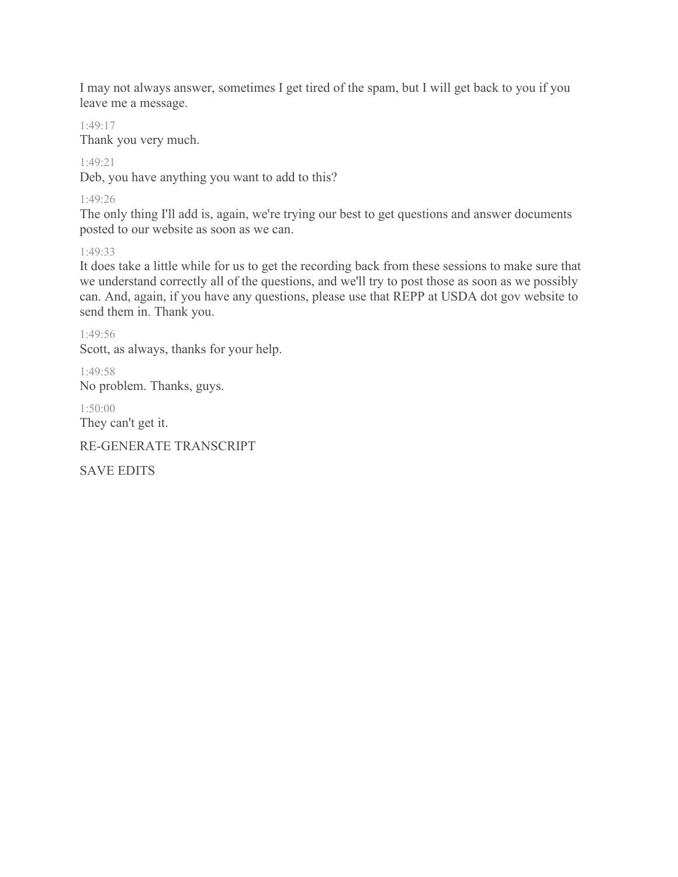I may not always answer, sometimes I get tired of the spam, but I will get back to you if you leave me a message.

1:49:17
Thank you very much.

1:49:21
Deb, you have anything you want to add to this?

1:49:26
The only thing I'll add is, again, we're trying our best to get questions and answer documents posted to our website as soon as we can.

1:49:33
It does take a little while for us to get the recording back from these sessions to make sure that we understand correctly all of the questions, and we'll try to post those as soon as we possibly can. And, again, if you have any questions, please use that REPP at USDA dot gov website to send them in. Thank you.

1:49:56
Scott, as always, thanks for your help.

1:49:58
No problem. Thanks, guys.

1:50:00
They can't get it.

RE-GENERATE TRANSCRIPT

SAVE EDITS